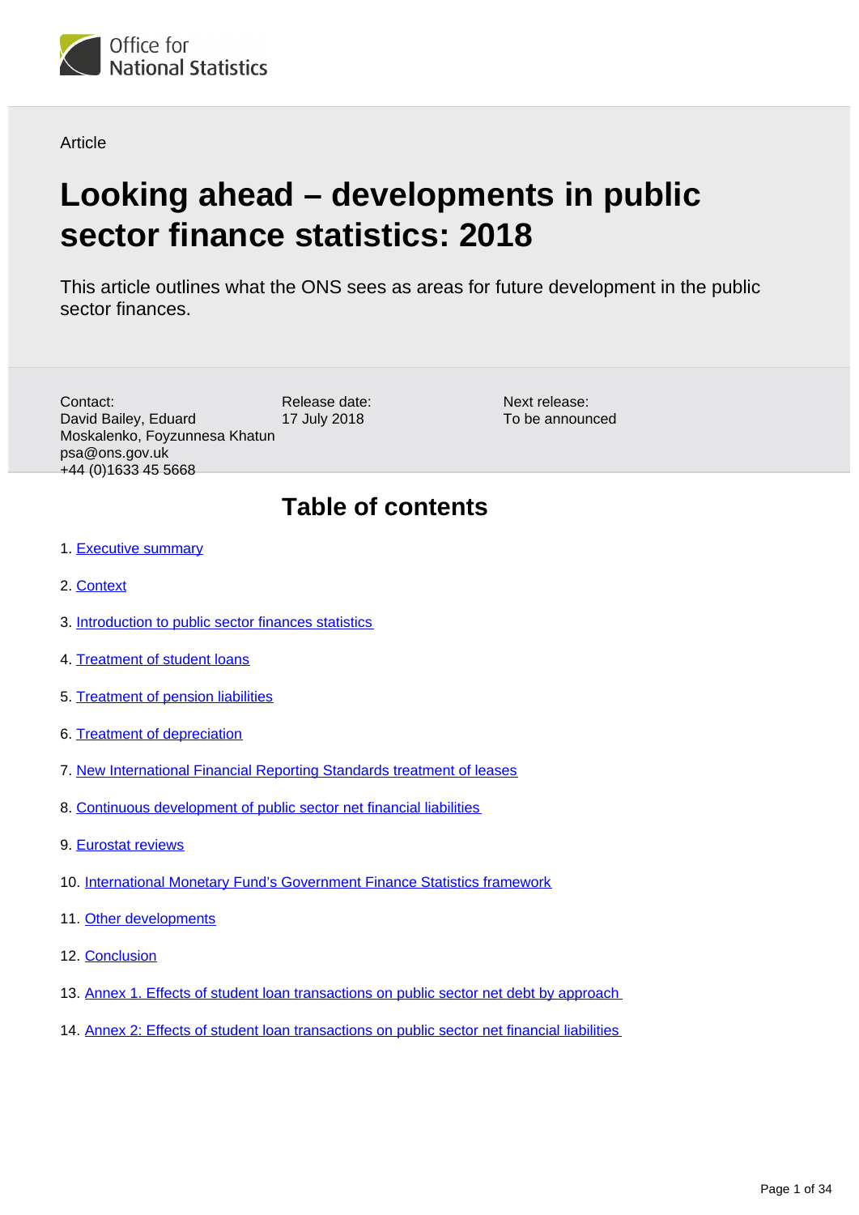Office for
National Statistics

Article

# Looking ahead – developments in public sector finance statistics: 2018

This article outlines what the ONS sees as areas for future development in the public sector finances.

Contact:
David Bailey, Eduard Moskalenko, Foyzunnesa Khatun
psa@ons.gov.uk
+44 (0)1633 45 5668

Release date:
17 July 2018

Next release:
To be announced

## Table of contents

1. Executive summary
2. Context
3. Introduction to public sector finances statistics
4. Treatment of student loans
5. Treatment of pension liabilities
6. Treatment of depreciation
7. New International Financial Reporting Standards treatment of leases
8. Continuous development of public sector net financial liabilities
9. Eurostat reviews
10. International Monetary Fund's Government Finance Statistics framework
11. Other developments
12. Conclusion
13. Annex 1. Effects of student loan transactions on public sector net debt by approach
14. Annex 2: Effects of student loan transactions on public sector net financial liabilities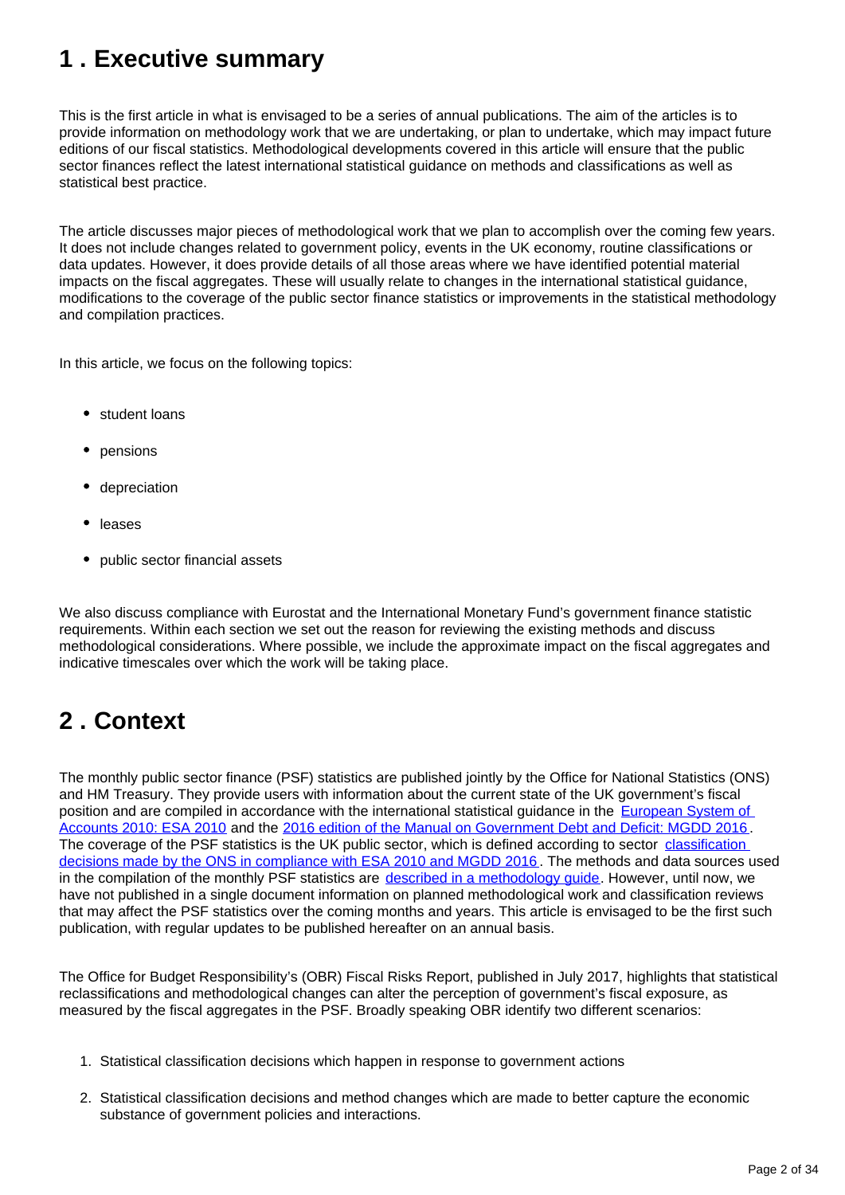## 1 . Executive summary

This is the first article in what is envisaged to be a series of annual publications. The aim of the articles is to provide information on methodology work that we are undertaking, or plan to undertake, which may impact future editions of our fiscal statistics. Methodological developments covered in this article will ensure that the public sector finances reflect the latest international statistical guidance on methods and classifications as well as statistical best practice.

The article discusses major pieces of methodological work that we plan to accomplish over the coming few years. It does not include changes related to government policy, events in the UK economy, routine classifications or data updates. However, it does provide details of all those areas where we have identified potential material impacts on the fiscal aggregates. These will usually relate to changes in the international statistical guidance, modifications to the coverage of the public sector finance statistics or improvements in the statistical methodology and compilation practices.

In this article, we focus on the following topics:

- student loans
- pensions
- depreciation
- leases
- public sector financial assets

We also discuss compliance with Eurostat and the International Monetary Fund's government finance statistic requirements. Within each section we set out the reason for reviewing the existing methods and discuss methodological considerations. Where possible, we include the approximate impact on the fiscal aggregates and indicative timescales over which the work will be taking place.

## 2 . Context

The monthly public sector finance (PSF) statistics are published jointly by the Office for National Statistics (ONS) and HM Treasury. They provide users with information about the current state of the UK government's fiscal position and are compiled in accordance with the international statistical guidance in the [European System of Accounts 2010: ESA 2010]() and the [2016 edition of the Manual on Government Debt and Deficit: MGDD 2016](). The coverage of the PSF statistics is the UK public sector, which is defined according to sector [classification decisions made by the ONS in compliance with ESA 2010 and MGDD 2016](). The methods and data sources used in the compilation of the monthly PSF statistics are [described in a methodology guide](). However, until now, we have not published in a single document information on planned methodological work and classification reviews that may affect the PSF statistics over the coming months and years. This article is envisaged to be the first such publication, with regular updates to be published hereafter on an annual basis.

The Office for Budget Responsibility's (OBR) Fiscal Risks Report, published in July 2017, highlights that statistical reclassifications and methodological changes can alter the perception of government's fiscal exposure, as measured by the fiscal aggregates in the PSF. Broadly speaking OBR identify two different scenarios:

1. Statistical classification decisions which happen in response to government actions
2. Statistical classification decisions and method changes which are made to better capture the economic substance of government policies and interactions.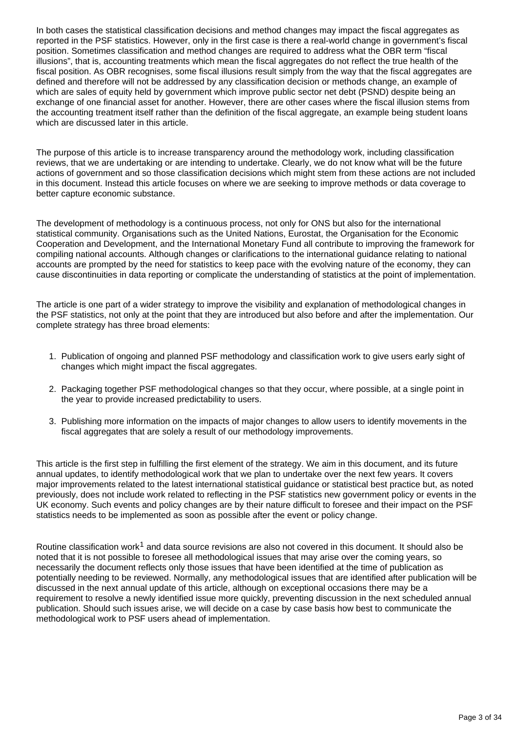In both cases the statistical classification decisions and method changes may impact the fiscal aggregates as reported in the PSF statistics. However, only in the first case is there a real-world change in government's fiscal position. Sometimes classification and method changes are required to address what the OBR term "fiscal illusions", that is, accounting treatments which mean the fiscal aggregates do not reflect the true health of the fiscal position. As OBR recognises, some fiscal illusions result simply from the way that the fiscal aggregates are defined and therefore will not be addressed by any classification decision or methods change, an example of which are sales of equity held by government which improve public sector net debt (PSND) despite being an exchange of one financial asset for another. However, there are other cases where the fiscal illusion stems from the accounting treatment itself rather than the definition of the fiscal aggregate, an example being student loans which are discussed later in this article.

The purpose of this article is to increase transparency around the methodology work, including classification reviews, that we are undertaking or are intending to undertake. Clearly, we do not know what will be the future actions of government and so those classification decisions which might stem from these actions are not included in this document. Instead this article focuses on where we are seeking to improve methods or data coverage to better capture economic substance.

The development of methodology is a continuous process, not only for ONS but also for the international statistical community. Organisations such as the United Nations, Eurostat, the Organisation for the Economic Cooperation and Development, and the International Monetary Fund all contribute to improving the framework for compiling national accounts. Although changes or clarifications to the international guidance relating to national accounts are prompted by the need for statistics to keep pace with the evolving nature of the economy, they can cause discontinuities in data reporting or complicate the understanding of statistics at the point of implementation.

The article is one part of a wider strategy to improve the visibility and explanation of methodological changes in the PSF statistics, not only at the point that they are introduced but also before and after the implementation. Our complete strategy has three broad elements:

1. Publication of ongoing and planned PSF methodology and classification work to give users early sight of changes which might impact the fiscal aggregates.
2. Packaging together PSF methodological changes so that they occur, where possible, at a single point in the year to provide increased predictability to users.
3. Publishing more information on the impacts of major changes to allow users to identify movements in the fiscal aggregates that are solely a result of our methodology improvements.

This article is the first step in fulfilling the first element of the strategy. We aim in this document, and its future annual updates, to identify methodological work that we plan to undertake over the next few years. It covers major improvements related to the latest international statistical guidance or statistical best practice but, as noted previously, does not include work related to reflecting in the PSF statistics new government policy or events in the UK economy. Such events and policy changes are by their nature difficult to foresee and their impact on the PSF statistics needs to be implemented as soon as possible after the event or policy change.

Routine classification work[1] and data source revisions are also not covered in this document. It should also be noted that it is not possible to foresee all methodological issues that may arise over the coming years, so necessarily the document reflects only those issues that have been identified at the time of publication as potentially needing to be reviewed. Normally, any methodological issues that are identified after publication will be discussed in the next annual update of this article, although on exceptional occasions there may be a requirement to resolve a newly identified issue more quickly, preventing discussion in the next scheduled annual publication. Should such issues arise, we will decide on a case by case basis how best to communicate the methodological work to PSF users ahead of implementation.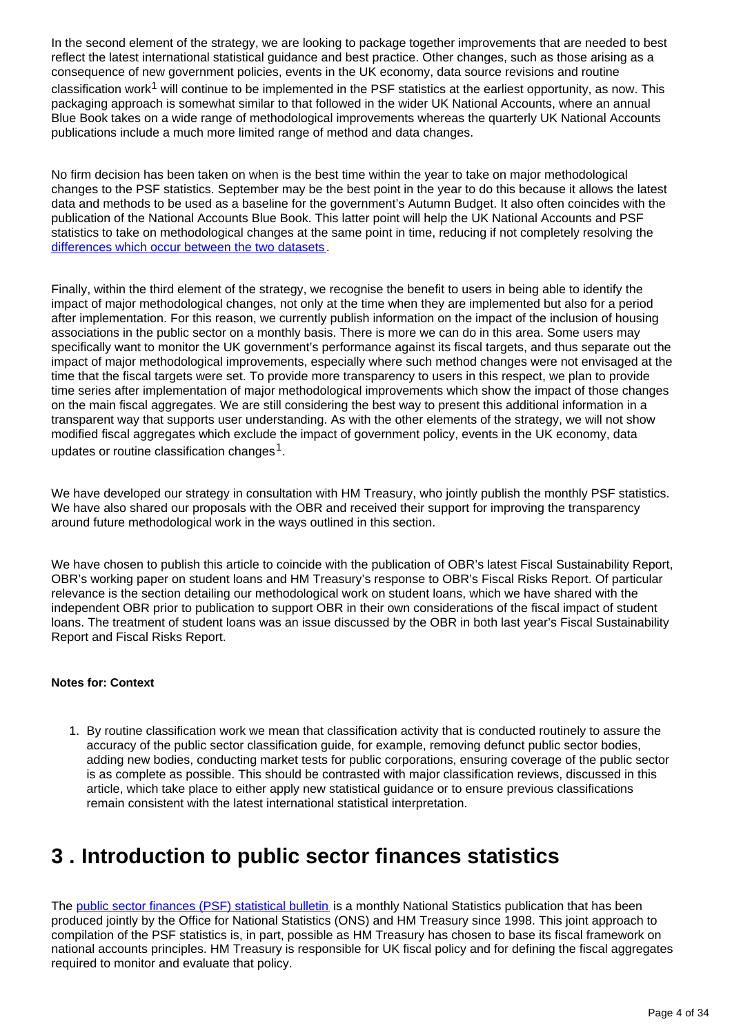In the second element of the strategy, we are looking to package together improvements that are needed to best reflect the latest international statistical guidance and best practice. Other changes, such as those arising as a consequence of new government policies, events in the UK economy, data source revisions and routine classification work[1] will continue to be implemented in the PSF statistics at the earliest opportunity, as now. This packaging approach is somewhat similar to that followed in the wider UK National Accounts, where an annual Blue Book takes on a wide range of methodological improvements whereas the quarterly UK National Accounts publications include a much more limited range of method and data changes.

No firm decision has been taken on when is the best time within the year to take on major methodological changes to the PSF statistics. September may be the best point in the year to do this because it allows the latest data and methods to be used as a baseline for the government's Autumn Budget. It also often coincides with the publication of the National Accounts Blue Book. This latter point will help the UK National Accounts and PSF statistics to take on methodological changes at the same point in time, reducing if not completely resolving the differences which occur between the two datasets.

Finally, within the third element of the strategy, we recognise the benefit to users in being able to identify the impact of major methodological changes, not only at the time when they are implemented but also for a period after implementation. For this reason, we currently publish information on the impact of the inclusion of housing associations in the public sector on a monthly basis. There is more we can do in this area. Some users may specifically want to monitor the UK government's performance against its fiscal targets, and thus separate out the impact of major methodological improvements, especially where such method changes were not envisaged at the time that the fiscal targets were set. To provide more transparency to users in this respect, we plan to provide time series after implementation of major methodological improvements which show the impact of those changes on the main fiscal aggregates. We are still considering the best way to present this additional information in a transparent way that supports user understanding. As with the other elements of the strategy, we will not show modified fiscal aggregates which exclude the impact of government policy, events in the UK economy, data updates or routine classification changes[1].

We have developed our strategy in consultation with HM Treasury, who jointly publish the monthly PSF statistics. We have also shared our proposals with the OBR and received their support for improving the transparency around future methodological work in the ways outlined in this section.

We have chosen to publish this article to coincide with the publication of OBR's latest Fiscal Sustainability Report, OBR's working paper on student loans and HM Treasury's response to OBR's Fiscal Risks Report. Of particular relevance is the section detailing our methodological work on student loans, which we have shared with the independent OBR prior to publication to support OBR in their own considerations of the fiscal impact of student loans. The treatment of student loans was an issue discussed by the OBR in both last year's Fiscal Sustainability Report and Fiscal Risks Report.

**Notes for: Context**

1. By routine classification work we mean that classification activity that is conducted routinely to assure the accuracy of the public sector classification guide, for example, removing defunct public sector bodies, adding new bodies, conducting market tests for public corporations, ensuring coverage of the public sector is as complete as possible. This should be contrasted with major classification reviews, discussed in this article, which take place to either apply new statistical guidance or to ensure previous classifications remain consistent with the latest international statistical interpretation.

## 3 . Introduction to public sector finances statistics

The public sector finances (PSF) statistical bulletin is a monthly National Statistics publication that has been produced jointly by the Office for National Statistics (ONS) and HM Treasury since 1998. This joint approach to compilation of the PSF statistics is, in part, possible as HM Treasury has chosen to base its fiscal framework on national accounts principles. HM Treasury is responsible for UK fiscal policy and for defining the fiscal aggregates required to monitor and evaluate that policy.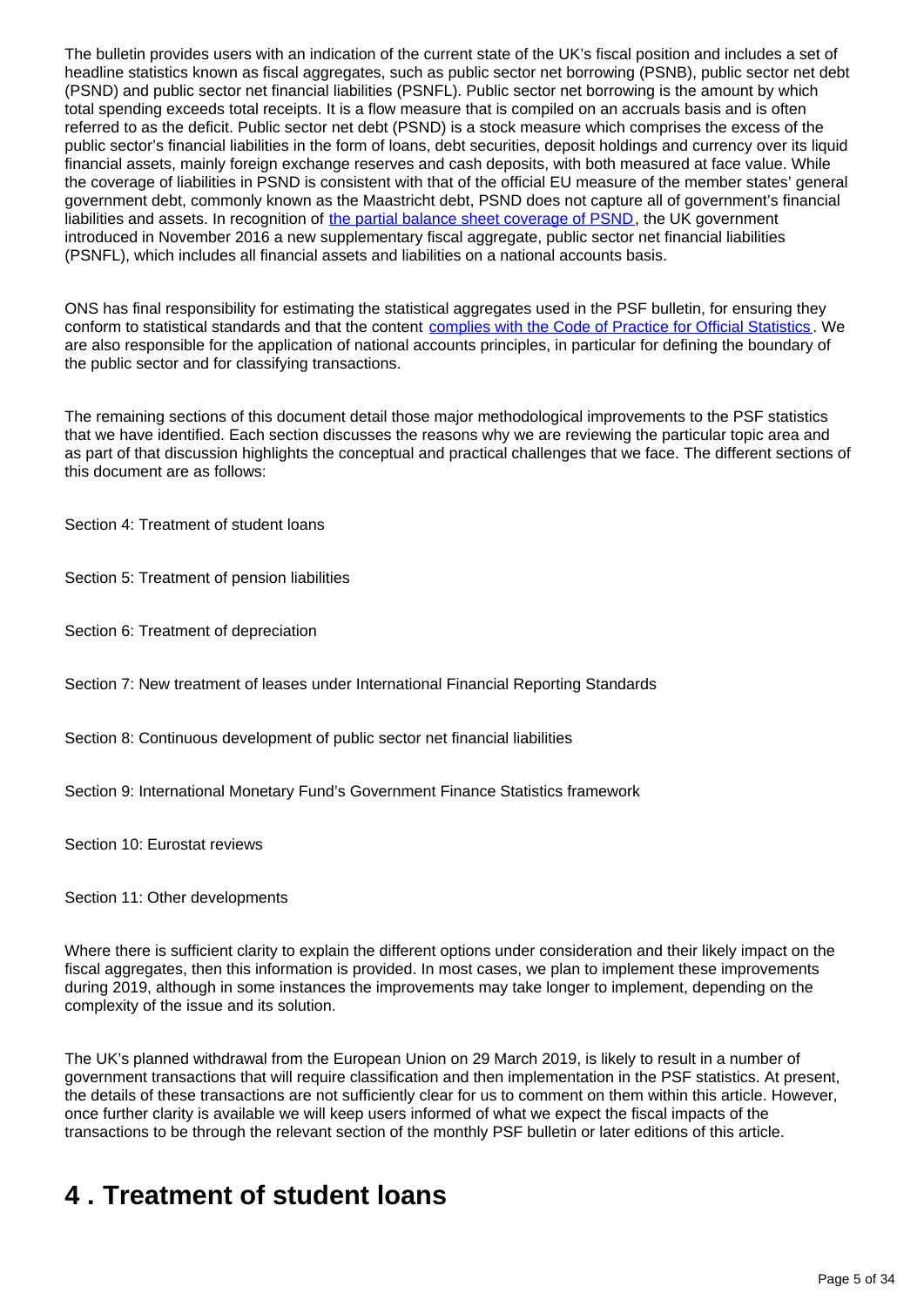The bulletin provides users with an indication of the current state of the UK's fiscal position and includes a set of headline statistics known as fiscal aggregates, such as public sector net borrowing (PSNB), public sector net debt (PSND) and public sector net financial liabilities (PSNFL). Public sector net borrowing is the amount by which total spending exceeds total receipts. It is a flow measure that is compiled on an accruals basis and is often referred to as the deficit. Public sector net debt (PSND) is a stock measure which comprises the excess of the public sector's financial liabilities in the form of loans, debt securities, deposit holdings and currency over its liquid financial assets, mainly foreign exchange reserves and cash deposits, with both measured at face value. While the coverage of liabilities in PSND is consistent with that of the official EU measure of the member states' general government debt, commonly known as the Maastricht debt, PSND does not capture all of government's financial liabilities and assets. In recognition of [the partial balance sheet coverage of PSND](), the UK government introduced in November 2016 a new supplementary fiscal aggregate, public sector net financial liabilities (PSNFL), which includes all financial assets and liabilities on a national accounts basis.

ONS has final responsibility for estimating the statistical aggregates used in the PSF bulletin, for ensuring they conform to statistical standards and that the content [complies with the Code of Practice for Official Statistics](). We are also responsible for the application of national accounts principles, in particular for defining the boundary of the public sector and for classifying transactions.

The remaining sections of this document detail those major methodological improvements to the PSF statistics that we have identified. Each section discusses the reasons why we are reviewing the particular topic area and as part of that discussion highlights the conceptual and practical challenges that we face. The different sections of this document are as follows:

Section 4: Treatment of student loans

Section 5: Treatment of pension liabilities

Section 6: Treatment of depreciation

Section 7: New treatment of leases under International Financial Reporting Standards

Section 8: Continuous development of public sector net financial liabilities

Section 9: International Monetary Fund's Government Finance Statistics framework

Section 10: Eurostat reviews

Section 11: Other developments

Where there is sufficient clarity to explain the different options under consideration and their likely impact on the fiscal aggregates, then this information is provided. In most cases, we plan to implement these improvements during 2019, although in some instances the improvements may take longer to implement, depending on the complexity of the issue and its solution.

The UK's planned withdrawal from the European Union on 29 March 2019, is likely to result in a number of government transactions that will require classification and then implementation in the PSF statistics. At present, the details of these transactions are not sufficiently clear for us to comment on them within this article. However, once further clarity is available we will keep users informed of what we expect the fiscal impacts of the transactions to be through the relevant section of the monthly PSF bulletin or later editions of this article.

# 4 . Treatment of student loans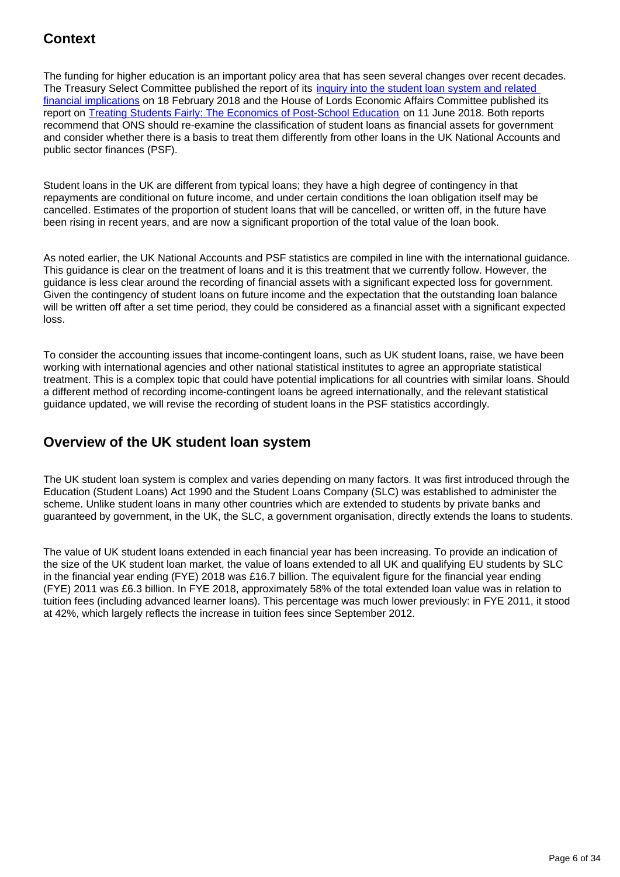## Context

The funding for higher education is an important policy area that has seen several changes over recent decades. The Treasury Select Committee published the report of its [inquiry into the student loan system and related financial implications] on 18 February 2018 and the House of Lords Economic Affairs Committee published its report on [Treating Students Fairly: The Economics of Post-School Education] on 11 June 2018. Both reports recommend that ONS should re-examine the classification of student loans as financial assets for government and consider whether there is a basis to treat them differently from other loans in the UK National Accounts and public sector finances (PSF).

Student loans in the UK are different from typical loans; they have a high degree of contingency in that repayments are conditional on future income, and under certain conditions the loan obligation itself may be cancelled. Estimates of the proportion of student loans that will be cancelled, or written off, in the future have been rising in recent years, and are now a significant proportion of the total value of the loan book.

As noted earlier, the UK National Accounts and PSF statistics are compiled in line with the international guidance. This guidance is clear on the treatment of loans and it is this treatment that we currently follow. However, the guidance is less clear around the recording of financial assets with a significant expected loss for government. Given the contingency of student loans on future income and the expectation that the outstanding loan balance will be written off after a set time period, they could be considered as a financial asset with a significant expected loss.

To consider the accounting issues that income-contingent loans, such as UK student loans, raise, we have been working with international agencies and other national statistical institutes to agree an appropriate statistical treatment. This is a complex topic that could have potential implications for all countries with similar loans. Should a different method of recording income-contingent loans be agreed internationally, and the relevant statistical guidance updated, we will revise the recording of student loans in the PSF statistics accordingly.

## Overview of the UK student loan system

The UK student loan system is complex and varies depending on many factors. It was first introduced through the Education (Student Loans) Act 1990 and the Student Loans Company (SLC) was established to administer the scheme. Unlike student loans in many other countries which are extended to students by private banks and guaranteed by government, in the UK, the SLC, a government organisation, directly extends the loans to students.

The value of UK student loans extended in each financial year has been increasing. To provide an indication of the size of the UK student loan market, the value of loans extended to all UK and qualifying EU students by SLC in the financial year ending (FYE) 2018 was £16.7 billion. The equivalent figure for the financial year ending (FYE) 2011 was £6.3 billion. In FYE 2018, approximately 58% of the total extended loan value was in relation to tuition fees (including advanced learner loans). This percentage was much lower previously: in FYE 2011, it stood at 42%, which largely reflects the increase in tuition fees since September 2012.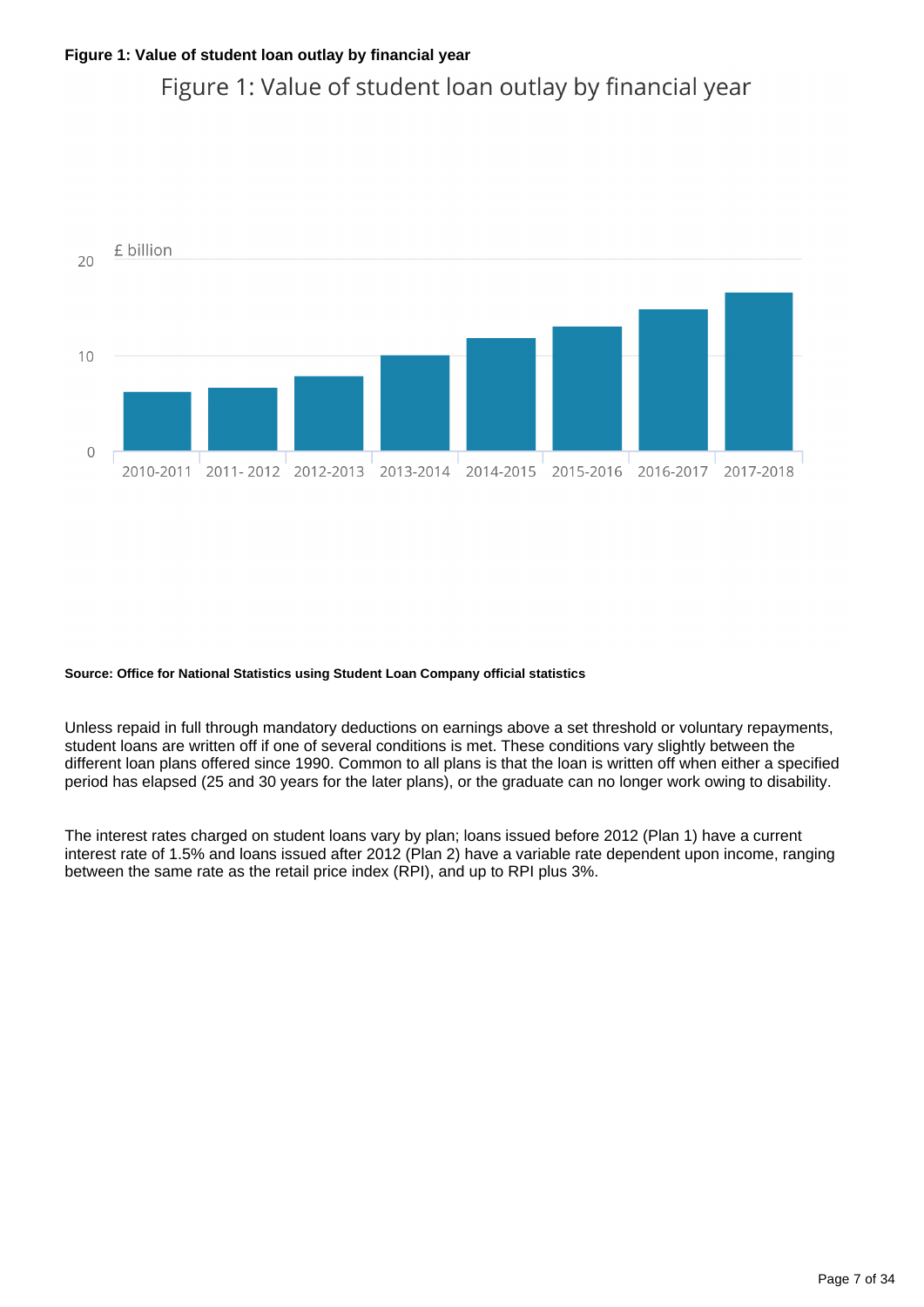**Figure 1: Value of student loan outlay by financial year**

Figure 1: Value of student loan outlay by financial year

£ billion

20

10

0

2010-2011 2011- 2012 2012-2013 2013-2014 2014-2015 2015-2016 2016-2017 2017-2018

**Source: Office for National Statistics using Student Loan Company official statistics**

Unless repaid in full through mandatory deductions on earnings above a set threshold or voluntary repayments, student loans are written off if one of several conditions is met. These conditions vary slightly between the different loan plans offered since 1990. Common to all plans is that the loan is written off when either a specified period has elapsed (25 and 30 years for the later plans), or the graduate can no longer work owing to disability.

The interest rates charged on student loans vary by plan; loans issued before 2012 (Plan 1) have a current interest rate of 1.5% and loans issued after 2012 (Plan 2) have a variable rate dependent upon income, ranging between the same rate as the retail price index (RPI), and up to RPI plus 3%.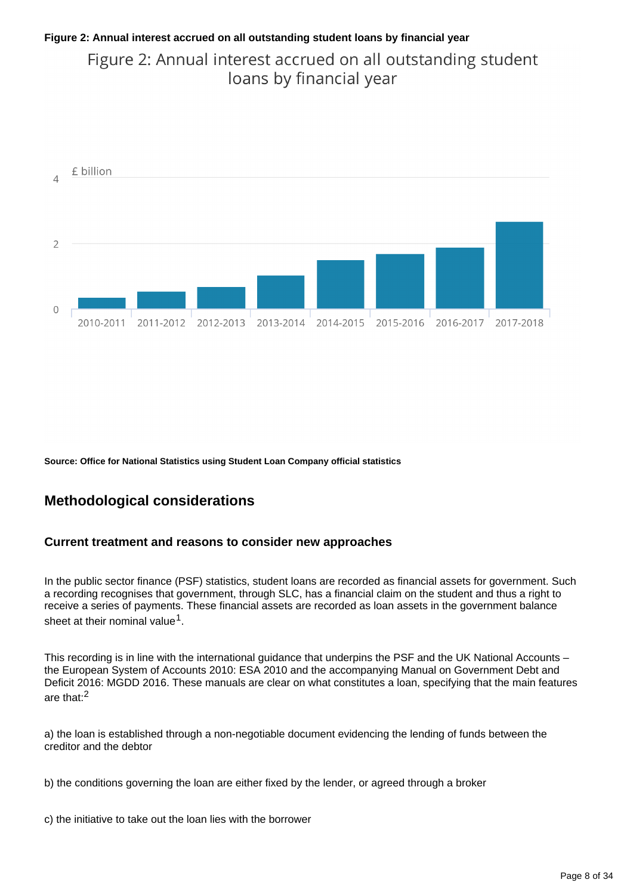**Figure 2: Annual interest accrued on all outstanding student loans by financial year**

Figure 2: Annual interest accrued on all outstanding student loans by financial year

£ billion

4

2

0

2010-2011 2011-2012 2012-2013 2013-2014 2014-2015 2015-2016 2016-2017 2017-2018

**Source: Office for National Statistics using Student Loan Company official statistics**

## Methodological considerations

### Current treatment and reasons to consider new approaches

In the public sector finance (PSF) statistics, student loans are recorded as financial assets for government. Such a recording recognises that government, through SLC, has a financial claim on the student and thus a right to receive a series of payments. These financial assets are recorded as loan assets in the government balance sheet at their nominal value[1].

This recording is in line with the international guidance that underpins the PSF and the UK National Accounts – the European System of Accounts 2010: ESA 2010 and the accompanying Manual on Government Debt and Deficit 2016: MGDD 2016. These manuals are clear on what constitutes a loan, specifying that the main features are that:[2]

a) the loan is established through a non-negotiable document evidencing the lending of funds between the creditor and the debtor

b) the conditions governing the loan are either fixed by the lender, or agreed through a broker

c) the initiative to take out the loan lies with the borrower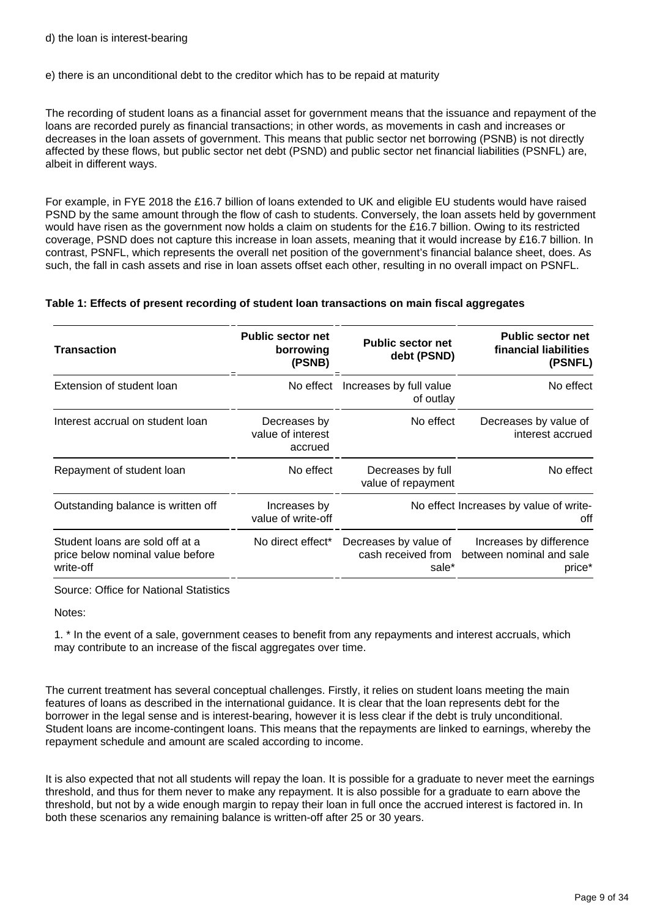d) the loan is interest-bearing

e) there is an unconditional debt to the creditor which has to be repaid at maturity

The recording of student loans as a financial asset for government means that the issuance and repayment of the loans are recorded purely as financial transactions; in other words, as movements in cash and increases or decreases in the loan assets of government. This means that public sector net borrowing (PSNB) is not directly affected by these flows, but public sector net debt (PSND) and public sector net financial liabilities (PSNFL) are, albeit in different ways.

For example, in FYE 2018 the £16.7 billion of loans extended to UK and eligible EU students would have raised PSND by the same amount through the flow of cash to students. Conversely, the loan assets held by government would have risen as the government now holds a claim on students for the £16.7 billion. Owing to its restricted coverage, PSND does not capture this increase in loan assets, meaning that it would increase by £16.7 billion. In contrast, PSNFL, which represents the overall net position of the government's financial balance sheet, does. As such, the fall in cash assets and rise in loan assets offset each other, resulting in no overall impact on PSNFL.

**Table 1: Effects of present recording of student loan transactions on main fiscal aggregates**

| Transaction | Public sector net borrowing (PSNB) | Public sector net debt (PSND) | Public sector net financial liabilities (PSNFL) |
|---|---|---|---|
| Extension of student loan | No effect | Increases by full value of outlay | No effect |
| Interest accrual on student loan | Decreases by value of interest accrued | No effect | Decreases by value of interest accrued |
| Repayment of student loan | No effect | Decreases by full value of repayment | No effect |
| Outstanding balance is written off | Increases by value of write-off | No effect | Increases by value of write-off |
| Student loans are sold off at a price below nominal value before write-off | No direct effect* | Decreases by value of cash received from sale* | Increases by difference between nominal and sale price* |

Source: Office for National Statistics

Notes:

1. * In the event of a sale, government ceases to benefit from any repayments and interest accruals, which may contribute to an increase of the fiscal aggregates over time.

The current treatment has several conceptual challenges. Firstly, it relies on student loans meeting the main features of loans as described in the international guidance. It is clear that the loan represents debt for the borrower in the legal sense and is interest-bearing, however it is less clear if the debt is truly unconditional. Student loans are income-contingent loans. This means that the repayments are linked to earnings, whereby the repayment schedule and amount are scaled according to income.

It is also expected that not all students will repay the loan. It is possible for a graduate to never meet the earnings threshold, and thus for them never to make any repayment. It is also possible for a graduate to earn above the threshold, but not by a wide enough margin to repay their loan in full once the accrued interest is factored in. In both these scenarios any remaining balance is written-off after 25 or 30 years.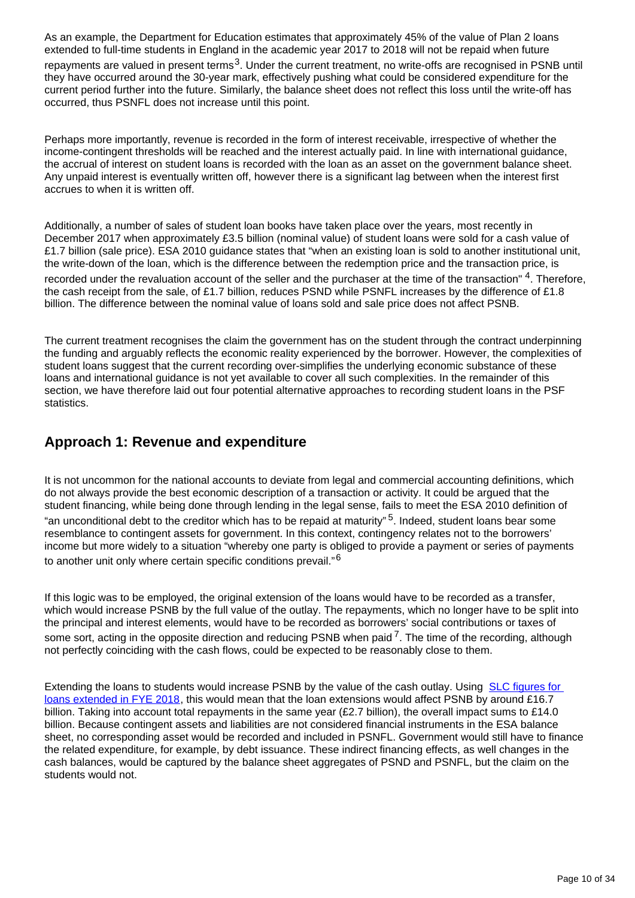As an example, the Department for Education estimates that approximately 45% of the value of Plan 2 loans extended to full-time students in England in the academic year 2017 to 2018 will not be repaid when future repayments are valued in present terms[3]. Under the current treatment, no write-offs are recognised in PSNB until they have occurred around the 30-year mark, effectively pushing what could be considered expenditure for the current period further into the future. Similarly, the balance sheet does not reflect this loss until the write-off has occurred, thus PSNFL does not increase until this point.

Perhaps more importantly, revenue is recorded in the form of interest receivable, irrespective of whether the income-contingent thresholds will be reached and the interest actually paid. In line with international guidance, the accrual of interest on student loans is recorded with the loan as an asset on the government balance sheet. Any unpaid interest is eventually written off, however there is a significant lag between when the interest first accrues to when it is written off.

Additionally, a number of sales of student loan books have taken place over the years, most recently in December 2017 when approximately £3.5 billion (nominal value) of student loans were sold for a cash value of £1.7 billion (sale price). ESA 2010 guidance states that "when an existing loan is sold to another institutional unit, the write-down of the loan, which is the difference between the redemption price and the transaction price, is recorded under the revaluation account of the seller and the purchaser at the time of the transaction" [4]. Therefore, the cash receipt from the sale, of £1.7 billion, reduces PSND while PSNFL increases by the difference of £1.8 billion. The difference between the nominal value of loans sold and sale price does not affect PSNB.

The current treatment recognises the claim the government has on the student through the contract underpinning the funding and arguably reflects the economic reality experienced by the borrower. However, the complexities of student loans suggest that the current recording over-simplifies the underlying economic substance of these loans and international guidance is not yet available to cover all such complexities. In the remainder of this section, we have therefore laid out four potential alternative approaches to recording student loans in the PSF statistics.

## Approach 1: Revenue and expenditure

It is not uncommon for the national accounts to deviate from legal and commercial accounting definitions, which do not always provide the best economic description of a transaction or activity. It could be argued that the student financing, while being done through lending in the legal sense, fails to meet the ESA 2010 definition of "an unconditional debt to the creditor which has to be repaid at maturity" [5]. Indeed, student loans bear some resemblance to contingent assets for government. In this context, contingency relates not to the borrowers' income but more widely to a situation "whereby one party is obliged to provide a payment or series of payments to another unit only where certain specific conditions prevail." [6]

If this logic was to be employed, the original extension of the loans would have to be recorded as a transfer, which would increase PSNB by the full value of the outlay. The repayments, which no longer have to be split into the principal and interest elements, would have to be recorded as borrowers' social contributions or taxes of some sort, acting in the opposite direction and reducing PSNB when paid [7]. The time of the recording, although not perfectly coinciding with the cash flows, could be expected to be reasonably close to them.

Extending the loans to students would increase PSNB by the value of the cash outlay. Using [SLC figures for loans extended in FYE 2018](), this would mean that the loan extensions would affect PSNB by around £16.7 billion. Taking into account total repayments in the same year (£2.7 billion), the overall impact sums to £14.0 billion. Because contingent assets and liabilities are not considered financial instruments in the ESA balance sheet, no corresponding asset would be recorded and included in PSNFL. Government would still have to finance the related expenditure, for example, by debt issuance. These indirect financing effects, as well changes in the cash balances, would be captured by the balance sheet aggregates of PSND and PSNFL, but the claim on the students would not.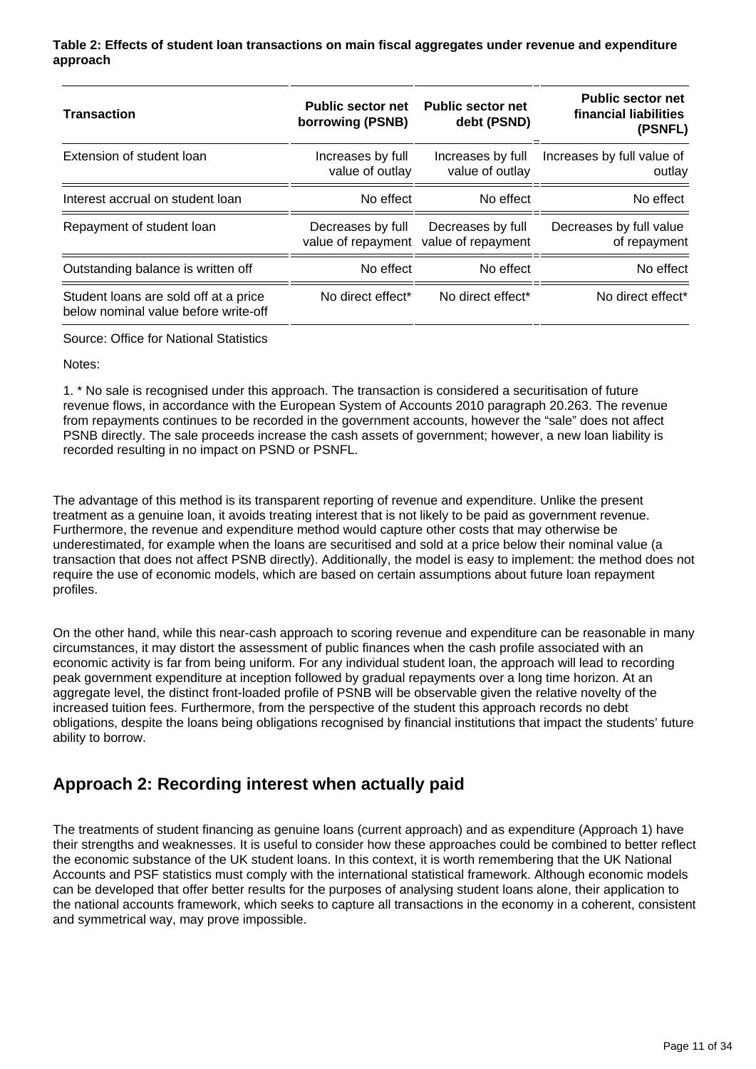**Table 2: Effects of student loan transactions on main fiscal aggregates under revenue and expenditure approach**

| Transaction | Public sector net borrowing (PSNB) | Public sector net debt (PSND) | Public sector net financial liabilities (PSNFL) |
|---|---|---|---|
| Extension of student loan | Increases by full value of outlay | Increases by full value of outlay | Increases by full value of outlay |
| Interest accrual on student loan | No effect | No effect | No effect |
| Repayment of student loan | Decreases by full value of repayment | Decreases by full value of repayment | Decreases by full value of repayment |
| Outstanding balance is written off | No effect | No effect | No effect |
| Student loans are sold off at a price below nominal value before write-off | No direct effect* | No direct effect* | No direct effect* |

Source: Office for National Statistics

Notes:

1. * No sale is recognised under this approach. The transaction is considered a securitisation of future revenue flows, in accordance with the European System of Accounts 2010 paragraph 20.263. The revenue from repayments continues to be recorded in the government accounts, however the "sale" does not affect PSNB directly. The sale proceeds increase the cash assets of government; however, a new loan liability is recorded resulting in no impact on PSND or PSNFL.

The advantage of this method is its transparent reporting of revenue and expenditure. Unlike the present treatment as a genuine loan, it avoids treating interest that is not likely to be paid as government revenue. Furthermore, the revenue and expenditure method would capture other costs that may otherwise be underestimated, for example when the loans are securitised and sold at a price below their nominal value (a transaction that does not affect PSNB directly). Additionally, the model is easy to implement: the method does not require the use of economic models, which are based on certain assumptions about future loan repayment profiles.

On the other hand, while this near-cash approach to scoring revenue and expenditure can be reasonable in many circumstances, it may distort the assessment of public finances when the cash profile associated with an economic activity is far from being uniform. For any individual student loan, the approach will lead to recording peak government expenditure at inception followed by gradual repayments over a long time horizon. At an aggregate level, the distinct front-loaded profile of PSNB will be observable given the relative novelty of the increased tuition fees. Furthermore, from the perspective of the student this approach records no debt obligations, despite the loans being obligations recognised by financial institutions that impact the students' future ability to borrow.

## Approach 2: Recording interest when actually paid

The treatments of student financing as genuine loans (current approach) and as expenditure (Approach 1) have their strengths and weaknesses. It is useful to consider how these approaches could be combined to better reflect the economic substance of the UK student loans. In this context, it is worth remembering that the UK National Accounts and PSF statistics must comply with the international statistical framework. Although economic models can be developed that offer better results for the purposes of analysing student loans alone, their application to the national accounts framework, which seeks to capture all transactions in the economy in a coherent, consistent and symmetrical way, may prove impossible.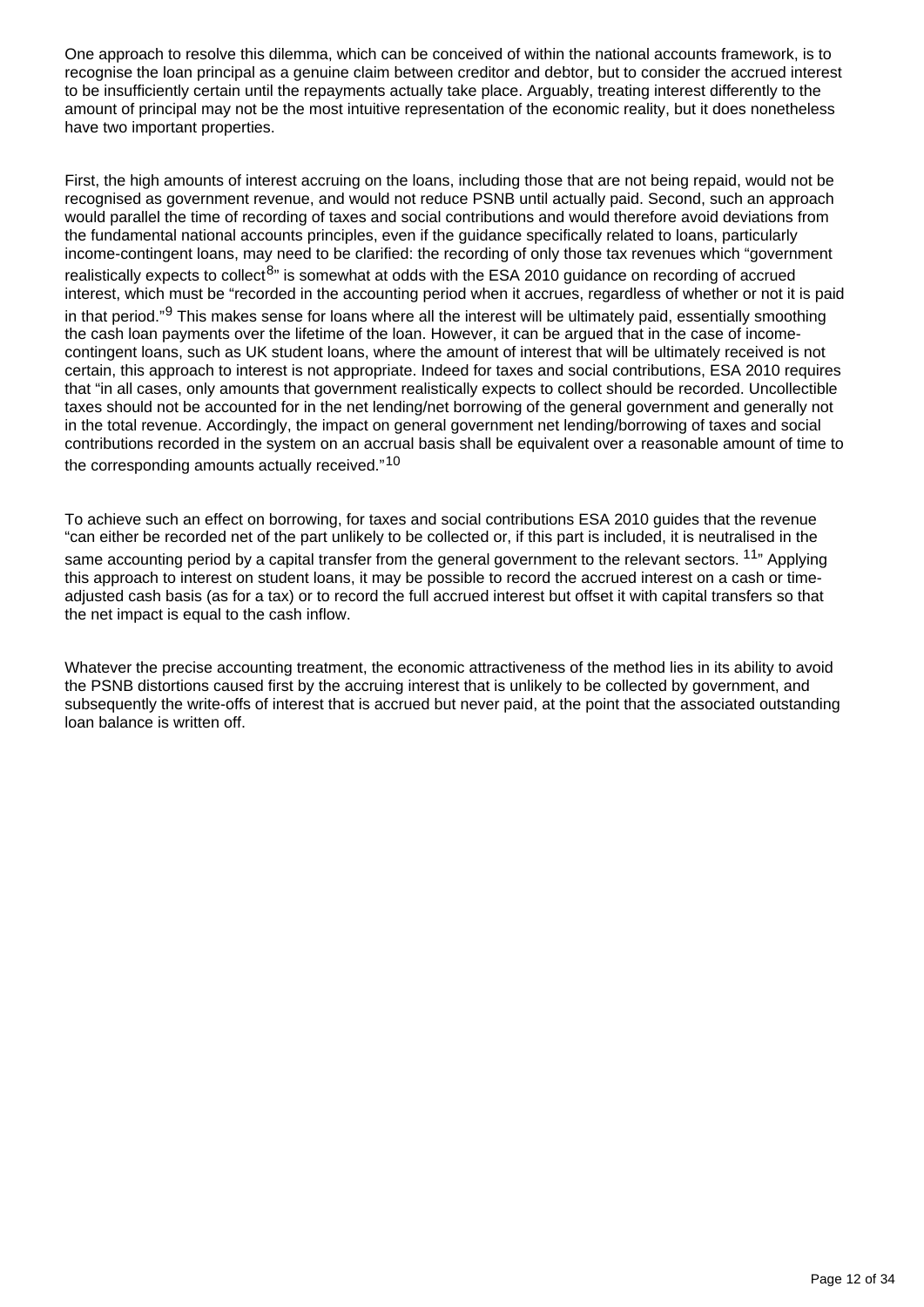One approach to resolve this dilemma, which can be conceived of within the national accounts framework, is to recognise the loan principal as a genuine claim between creditor and debtor, but to consider the accrued interest to be insufficiently certain until the repayments actually take place. Arguably, treating interest differently to the amount of principal may not be the most intuitive representation of the economic reality, but it does nonetheless have two important properties.

First, the high amounts of interest accruing on the loans, including those that are not being repaid, would not be recognised as government revenue, and would not reduce PSNB until actually paid. Second, such an approach would parallel the time of recording of taxes and social contributions and would therefore avoid deviations from the fundamental national accounts principles, even if the guidance specifically related to loans, particularly income-contingent loans, may need to be clarified: the recording of only those tax revenues which "government realistically expects to collect[8]" is somewhat at odds with the ESA 2010 guidance on recording of accrued interest, which must be "recorded in the accounting period when it accrues, regardless of whether or not it is paid in that period."[9] This makes sense for loans where all the interest will be ultimately paid, essentially smoothing the cash loan payments over the lifetime of the loan. However, it can be argued that in the case of income-contingent loans, such as UK student loans, where the amount of interest that will be ultimately received is not certain, this approach to interest is not appropriate. Indeed for taxes and social contributions, ESA 2010 requires that "in all cases, only amounts that government realistically expects to collect should be recorded. Uncollectible taxes should not be accounted for in the net lending/net borrowing of the general government and generally not in the total revenue. Accordingly, the impact on general government net lending/borrowing of taxes and social contributions recorded in the system on an accrual basis shall be equivalent over a reasonable amount of time to the corresponding amounts actually received."[10]

To achieve such an effect on borrowing, for taxes and social contributions ESA 2010 guides that the revenue "can either be recorded net of the part unlikely to be collected or, if this part is included, it is neutralised in the same accounting period by a capital transfer from the general government to the relevant sectors. [11]" Applying this approach to interest on student loans, it may be possible to record the accrued interest on a cash or time-adjusted cash basis (as for a tax) or to record the full accrued interest but offset it with capital transfers so that the net impact is equal to the cash inflow.

Whatever the precise accounting treatment, the economic attractiveness of the method lies in its ability to avoid the PSNB distortions caused first by the accruing interest that is unlikely to be collected by government, and subsequently the write-offs of interest that is accrued but never paid, at the point that the associated outstanding loan balance is written off.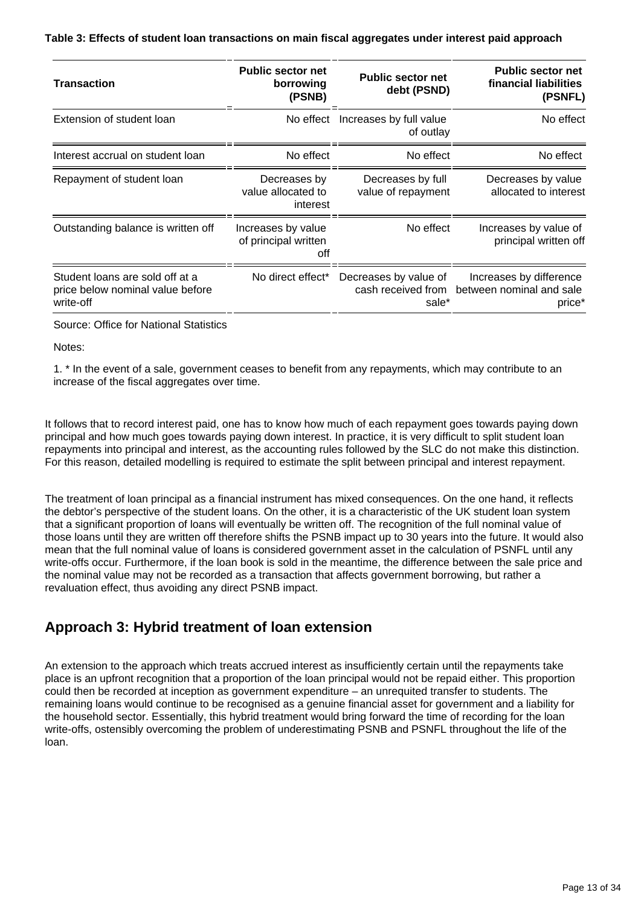**Table 3: Effects of student loan transactions on main fiscal aggregates under interest paid approach**

| Transaction | Public sector net borrowing (PSNB) | Public sector net debt (PSND) | Public sector net financial liabilities (PSNFL) |
|---|---|---|---|
| Extension of student loan | No effect | Increases by full value of outlay | No effect |
| Interest accrual on student loan | No effect | No effect | No effect |
| Repayment of student loan | Decreases by value allocated to interest | Decreases by full value of repayment | Decreases by value allocated to interest |
| Outstanding balance is written off | Increases by value of principal written off | No effect | Increases by value of principal written off |
| Student loans are sold off at a price below nominal value before write-off | No direct effect* | Decreases by value of cash received from sale* | Increases by difference between nominal and sale price* |

Source: Office for National Statistics

Notes:

1. * In the event of a sale, government ceases to benefit from any repayments, which may contribute to an increase of the fiscal aggregates over time.

It follows that to record interest paid, one has to know how much of each repayment goes towards paying down principal and how much goes towards paying down interest. In practice, it is very difficult to split student loan repayments into principal and interest, as the accounting rules followed by the SLC do not make this distinction. For this reason, detailed modelling is required to estimate the split between principal and interest repayment.

The treatment of loan principal as a financial instrument has mixed consequences. On the one hand, it reflects the debtor's perspective of the student loans. On the other, it is a characteristic of the UK student loan system that a significant proportion of loans will eventually be written off. The recognition of the full nominal value of those loans until they are written off therefore shifts the PSNB impact up to 30 years into the future. It would also mean that the full nominal value of loans is considered government asset in the calculation of PSNFL until any write-offs occur. Furthermore, if the loan book is sold in the meantime, the difference between the sale price and the nominal value may not be recorded as a transaction that affects government borrowing, but rather a revaluation effect, thus avoiding any direct PSNB impact.

## Approach 3: Hybrid treatment of loan extension

An extension to the approach which treats accrued interest as insufficiently certain until the repayments take place is an upfront recognition that a proportion of the loan principal would not be repaid either. This proportion could then be recorded at inception as government expenditure – an unrequited transfer to students. The remaining loans would continue to be recognised as a genuine financial asset for government and a liability for the household sector. Essentially, this hybrid treatment would bring forward the time of recording for the loan write-offs, ostensibly overcoming the problem of underestimating PSNB and PSNFL throughout the life of the loan.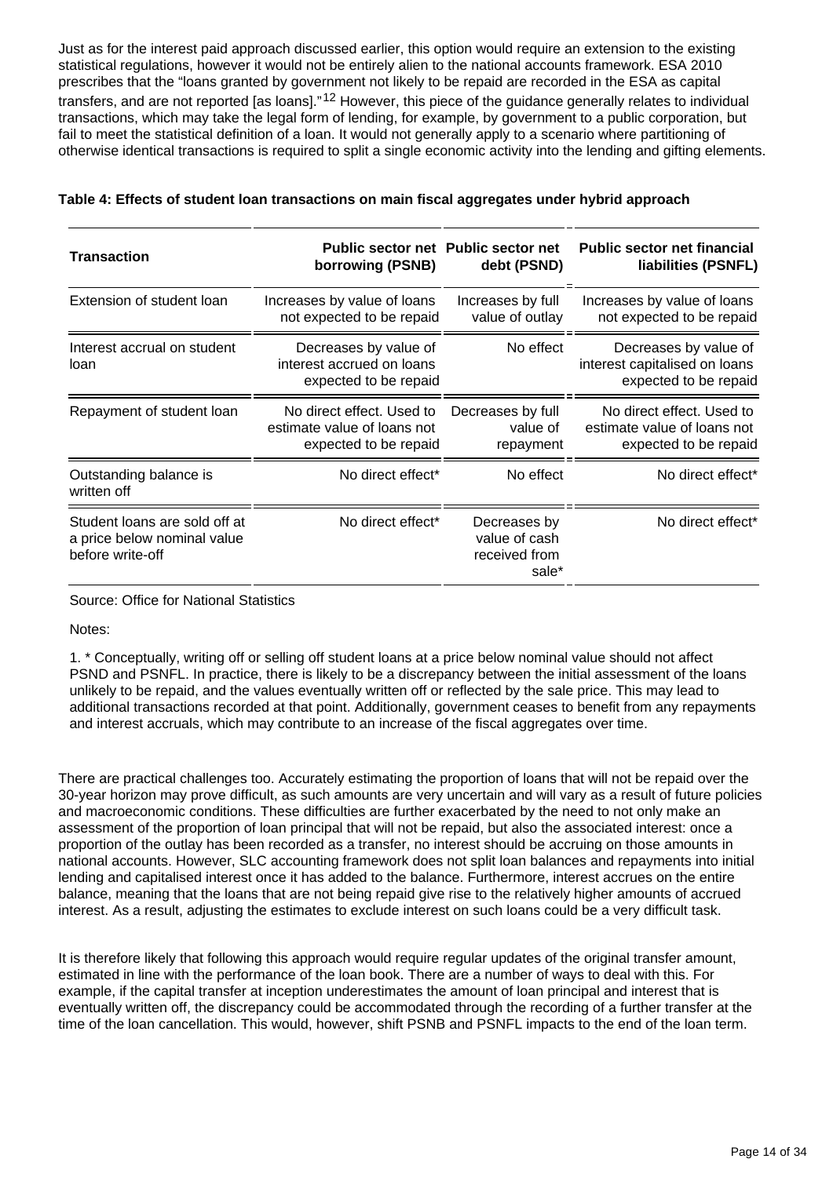Just as for the interest paid approach discussed earlier, this option would require an extension to the existing statistical regulations, however it would not be entirely alien to the national accounts framework. ESA 2010 prescribes that the "loans granted by government not likely to be repaid are recorded in the ESA as capital transfers, and are not reported [as loans]."[12] However, this piece of the guidance generally relates to individual transactions, which may take the legal form of lending, for example, by government to a public corporation, but fail to meet the statistical definition of a loan. It would not generally apply to a scenario where partitioning of otherwise identical transactions is required to split a single economic activity into the lending and gifting elements.

**Table 4: Effects of student loan transactions on main fiscal aggregates under hybrid approach**

| Transaction | Public sector net borrowing (PSNB) | Public sector net debt (PSND) | Public sector net financial liabilities (PSNFL) |
|---|---|---|---|
| Extension of student loan | Increases by value of loans not expected to be repaid | Increases by full value of outlay | Increases by value of loans not expected to be repaid |
| Interest accrual on student loan | Decreases by value of interest accrued on loans expected to be repaid | No effect | Decreases by value of interest capitalised on loans expected to be repaid |
| Repayment of student loan | No direct effect. Used to estimate value of loans not expected to be repaid | Decreases by full value of repayment | No direct effect. Used to estimate value of loans not expected to be repaid |
| Outstanding balance is written off | No direct effect* | No effect | No direct effect* |
| Student loans are sold off at a price below nominal value before write-off | No direct effect* | Decreases by value of cash received from sale* | No direct effect* |

Source: Office for National Statistics

Notes:

1. * Conceptually, writing off or selling off student loans at a price below nominal value should not affect PSND and PSNFL. In practice, there is likely to be a discrepancy between the initial assessment of the loans unlikely to be repaid, and the values eventually written off or reflected by the sale price. This may lead to additional transactions recorded at that point. Additionally, government ceases to benefit from any repayments and interest accruals, which may contribute to an increase of the fiscal aggregates over time.

There are practical challenges too. Accurately estimating the proportion of loans that will not be repaid over the 30-year horizon may prove difficult, as such amounts are very uncertain and will vary as a result of future policies and macroeconomic conditions. These difficulties are further exacerbated by the need to not only make an assessment of the proportion of loan principal that will not be repaid, but also the associated interest: once a proportion of the outlay has been recorded as a transfer, no interest should be accruing on those amounts in national accounts. However, SLC accounting framework does not split loan balances and repayments into initial lending and capitalised interest once it has added to the balance. Furthermore, interest accrues on the entire balance, meaning that the loans that are not being repaid give rise to the relatively higher amounts of accrued interest. As a result, adjusting the estimates to exclude interest on such loans could be a very difficult task.

It is therefore likely that following this approach would require regular updates of the original transfer amount, estimated in line with the performance of the loan book. There are a number of ways to deal with this. For example, if the capital transfer at inception underestimates the amount of loan principal and interest that is eventually written off, the discrepancy could be accommodated through the recording of a further transfer at the time of the loan cancellation. This would, however, shift PSNB and PSNFL impacts to the end of the loan term.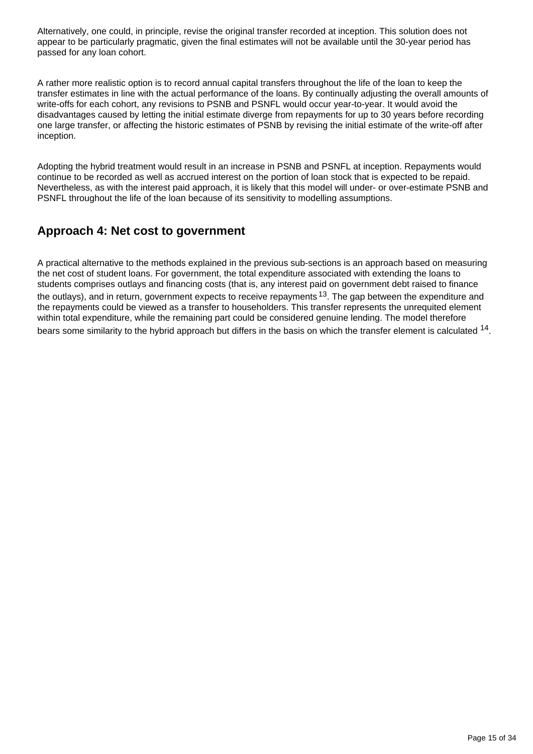Alternatively, one could, in principle, revise the original transfer recorded at inception. This solution does not appear to be particularly pragmatic, given the final estimates will not be available until the 30-year period has passed for any loan cohort.

A rather more realistic option is to record annual capital transfers throughout the life of the loan to keep the transfer estimates in line with the actual performance of the loans. By continually adjusting the overall amounts of write-offs for each cohort, any revisions to PSNB and PSNFL would occur year-to-year. It would avoid the disadvantages caused by letting the initial estimate diverge from repayments for up to 30 years before recording one large transfer, or affecting the historic estimates of PSNB by revising the initial estimate of the write-off after inception.

Adopting the hybrid treatment would result in an increase in PSNB and PSNFL at inception. Repayments would continue to be recorded as well as accrued interest on the portion of loan stock that is expected to be repaid. Nevertheless, as with the interest paid approach, it is likely that this model will under- or over-estimate PSNB and PSNFL throughout the life of the loan because of its sensitivity to modelling assumptions.

## Approach 4: Net cost to government

A practical alternative to the methods explained in the previous sub-sections is an approach based on measuring the net cost of student loans. For government, the total expenditure associated with extending the loans to students comprises outlays and financing costs (that is, any interest paid on government debt raised to finance the outlays), and in return, government expects to receive repayments [13]. The gap between the expenditure and the repayments could be viewed as a transfer to householders. This transfer represents the unrequited element within total expenditure, while the remaining part could be considered genuine lending. The model therefore bears some similarity to the hybrid approach but differs in the basis on which the transfer element is calculated [14].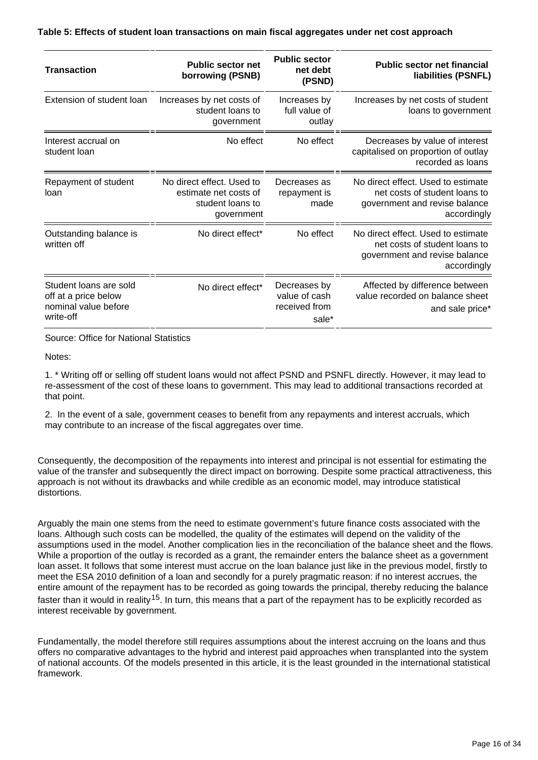**Table 5: Effects of student loan transactions on main fiscal aggregates under net cost approach**

| Transaction | Public sector net borrowing (PSNB) | Public sector net debt (PSND) | Public sector net financial liabilities (PSNFL) |
|---|---|---|---|
| Extension of student loan | Increases by net costs of student loans to government | Increases by full value of outlay | Increases by net costs of student loans to government |
| Interest accrual on student loan | No effect | No effect | Decreases by value of interest capitalised on proportion of outlay recorded as loans |
| Repayment of student loan | No direct effect. Used to estimate net costs of student loans to government | Decreases as repayment is made | No direct effect. Used to estimate net costs of student loans to government and revise balance accordingly |
| Outstanding balance is written off | No direct effect* | No effect | No direct effect. Used to estimate net costs of student loans to government and revise balance accordingly |
| Student loans are sold off at a price below nominal value before write-off | No direct effect* | Decreases by value of cash received from sale* | Affected by difference between value recorded on balance sheet and sale price* |

Source: Office for National Statistics

Notes:

1. * Writing off or selling off student loans would not affect PSND and PSNFL directly. However, it may lead to re-assessment of the cost of these loans to government. This may lead to additional transactions recorded at that point.

2. In the event of a sale, government ceases to benefit from any repayments and interest accruals, which may contribute to an increase of the fiscal aggregates over time.

Consequently, the decomposition of the repayments into interest and principal is not essential for estimating the value of the transfer and subsequently the direct impact on borrowing. Despite some practical attractiveness, this approach is not without its drawbacks and while credible as an economic model, may introduce statistical distortions.

Arguably the main one stems from the need to estimate government's future finance costs associated with the loans. Although such costs can be modelled, the quality of the estimates will depend on the validity of the assumptions used in the model. Another complication lies in the reconciliation of the balance sheet and the flows. While a proportion of the outlay is recorded as a grant, the remainder enters the balance sheet as a government loan asset. It follows that some interest must accrue on the loan balance just like in the previous model, firstly to meet the ESA 2010 definition of a loan and secondly for a purely pragmatic reason: if no interest accrues, the entire amount of the repayment has to be recorded as going towards the principal, thereby reducing the balance faster than it would in reality[15]. In turn, this means that a part of the repayment has to be explicitly recorded as interest receivable by government.

Fundamentally, the model therefore still requires assumptions about the interest accruing on the loans and thus offers no comparative advantages to the hybrid and interest paid approaches when transplanted into the system of national accounts. Of the models presented in this article, it is the least grounded in the international statistical framework.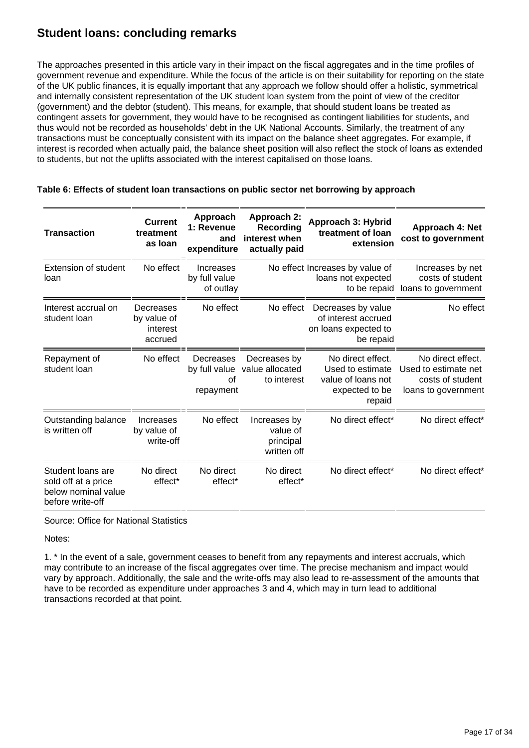## Student loans: concluding remarks

The approaches presented in this article vary in their impact on the fiscal aggregates and in the time profiles of government revenue and expenditure. While the focus of the article is on their suitability for reporting on the state of the UK public finances, it is equally important that any approach we follow should offer a holistic, symmetrical and internally consistent representation of the UK student loan system from the point of view of the creditor (government) and the debtor (student). This means, for example, that should student loans be treated as contingent assets for government, they would have to be recognised as contingent liabilities for students, and thus would not be recorded as households' debt in the UK National Accounts. Similarly, the treatment of any transactions must be conceptually consistent with its impact on the balance sheet aggregates. For example, if interest is recorded when actually paid, the balance sheet position will also reflect the stock of loans as extended to students, but not the uplifts associated with the interest capitalised on those loans.

**Table 6: Effects of student loan transactions on public sector net borrowing by approach**

| Transaction | Current treatment as loan | Approach 1: Revenue and expenditure | Approach 2: Recording interest when actually paid | Approach 3: Hybrid treatment of loan extension | Approach 4: Net cost to government |
|---|---|---|---|---|---|
| Extension of student loan | No effect | Increases by full value of outlay | No effect | Increases by value of loans not expected to be repaid | Increases by net costs of student loans to government |
| Interest accrual on student loan | Decreases by value of interest accrued | No effect | No effect | Decreases by value of interest accrued on loans expected to be repaid | No effect |
| Repayment of student loan | No effect | Decreases by full value of repayment | Decreases by value allocated to interest | No direct effect. Used to estimate value of loans not expected to be repaid | No direct effect. Used to estimate net costs of student loans to government |
| Outstanding balance is written off | Increases by value of write-off | No effect | Increases by value of principal written off | No direct effect* | No direct effect* |
| Student loans are sold off at a price below nominal value before write-off | No direct effect* | No direct effect* | No direct effect* | No direct effect* | No direct effect* |

Source: Office for National Statistics

Notes:

1. * In the event of a sale, government ceases to benefit from any repayments and interest accruals, which may contribute to an increase of the fiscal aggregates over time. The precise mechanism and impact would vary by approach. Additionally, the sale and the write-offs may also lead to re-assessment of the amounts that have to be recorded as expenditure under approaches 3 and 4, which may in turn lead to additional transactions recorded at that point.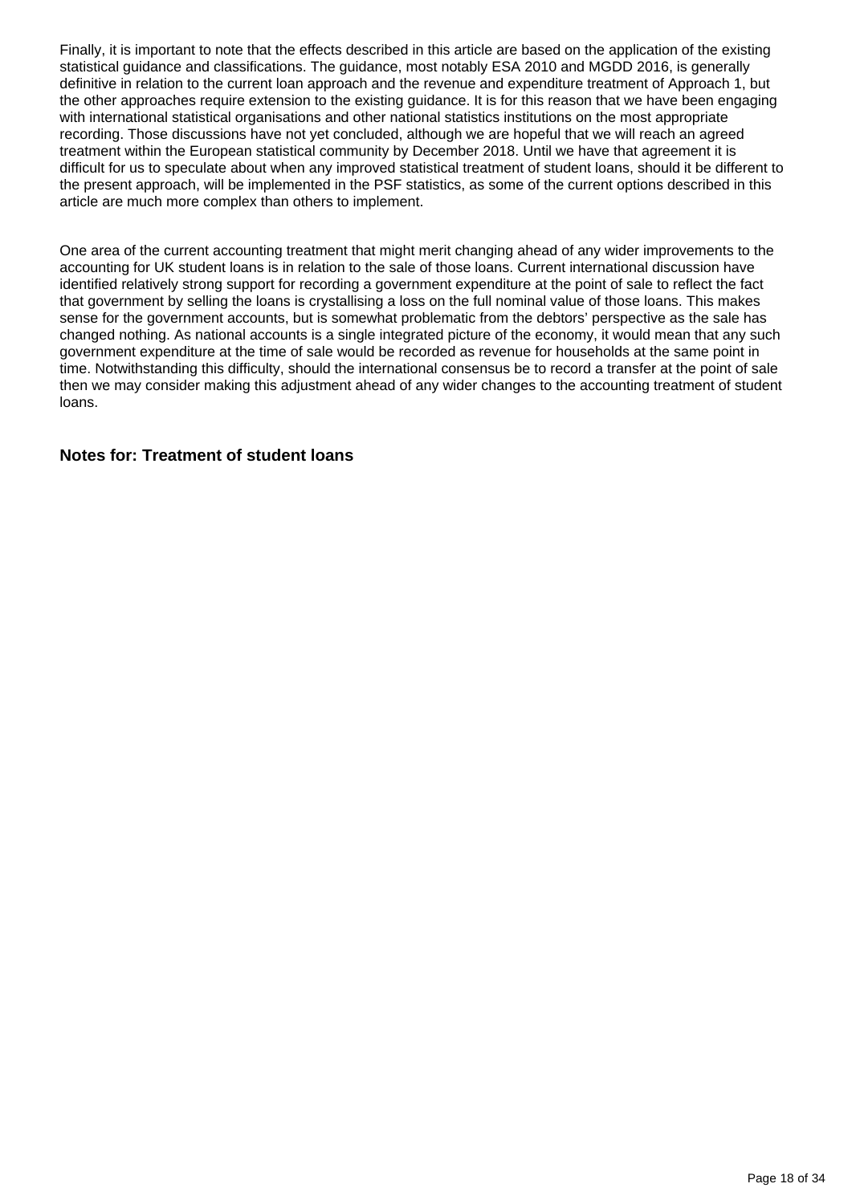Finally, it is important to note that the effects described in this article are based on the application of the existing statistical guidance and classifications. The guidance, most notably ESA 2010 and MGDD 2016, is generally definitive in relation to the current loan approach and the revenue and expenditure treatment of Approach 1, but the other approaches require extension to the existing guidance. It is for this reason that we have been engaging with international statistical organisations and other national statistics institutions on the most appropriate recording. Those discussions have not yet concluded, although we are hopeful that we will reach an agreed treatment within the European statistical community by December 2018. Until we have that agreement it is difficult for us to speculate about when any improved statistical treatment of student loans, should it be different to the present approach, will be implemented in the PSF statistics, as some of the current options described in this article are much more complex than others to implement.

One area of the current accounting treatment that might merit changing ahead of any wider improvements to the accounting for UK student loans is in relation to the sale of those loans. Current international discussion have identified relatively strong support for recording a government expenditure at the point of sale to reflect the fact that government by selling the loans is crystallising a loss on the full nominal value of those loans. This makes sense for the government accounts, but is somewhat problematic from the debtors' perspective as the sale has changed nothing. As national accounts is a single integrated picture of the economy, it would mean that any such government expenditure at the time of sale would be recorded as revenue for households at the same point in time. Notwithstanding this difficulty, should the international consensus be to record a transfer at the point of sale then we may consider making this adjustment ahead of any wider changes to the accounting treatment of student loans.

### Notes for: Treatment of student loans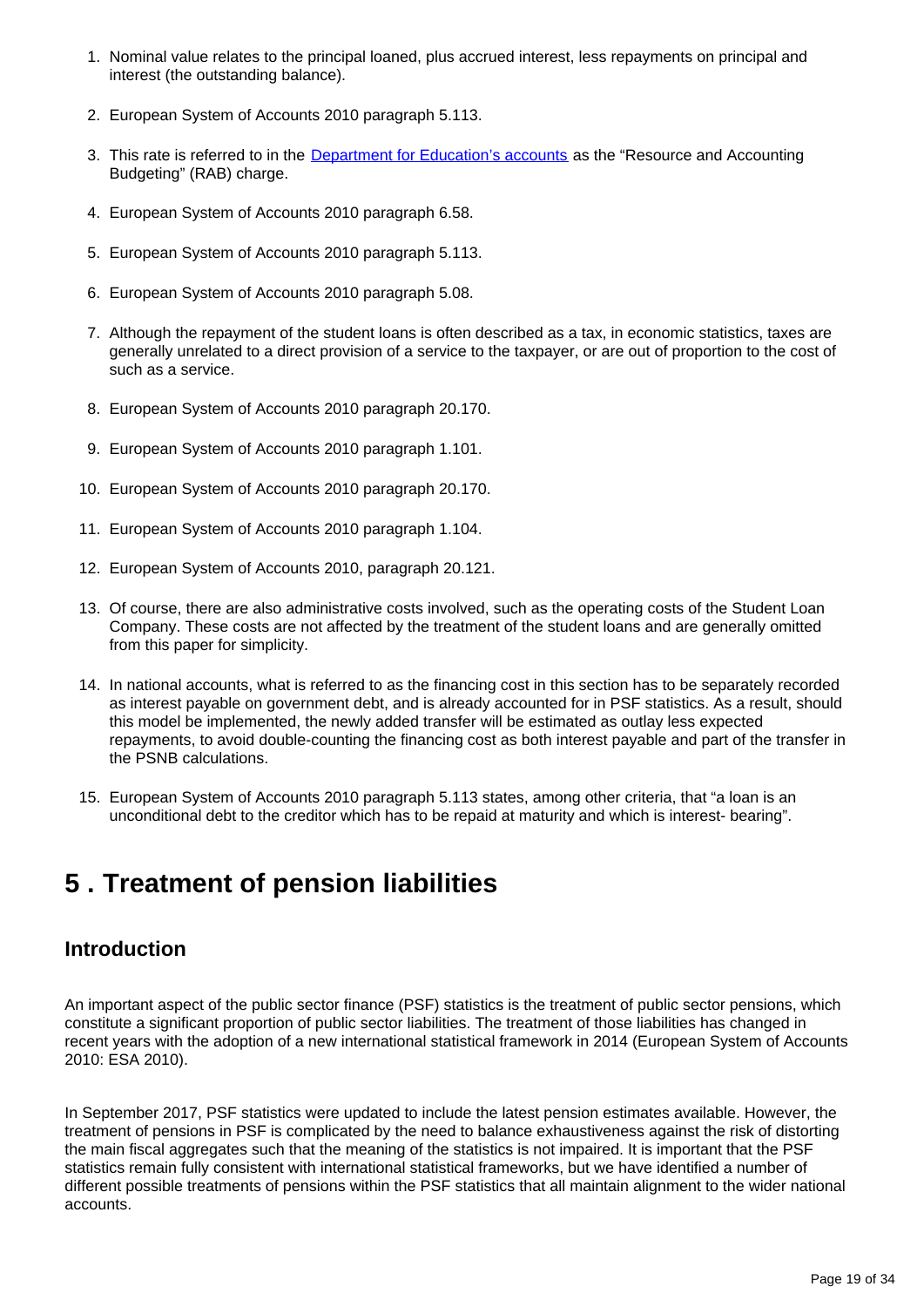1. Nominal value relates to the principal loaned, plus accrued interest, less repayments on principal and interest (the outstanding balance).

2. European System of Accounts 2010 paragraph 5.113.

3. This rate is referred to in the Department for Education's accounts as the "Resource and Accounting Budgeting" (RAB) charge.

4. European System of Accounts 2010 paragraph 6.58.

5. European System of Accounts 2010 paragraph 5.113.

6. European System of Accounts 2010 paragraph 5.08.

7. Although the repayment of the student loans is often described as a tax, in economic statistics, taxes are generally unrelated to a direct provision of a service to the taxpayer, or are out of proportion to the cost of such as a service.

8. European System of Accounts 2010 paragraph 20.170.

9. European System of Accounts 2010 paragraph 1.101.

10. European System of Accounts 2010 paragraph 20.170.

11. European System of Accounts 2010 paragraph 1.104.

12. European System of Accounts 2010, paragraph 20.121.

13. Of course, there are also administrative costs involved, such as the operating costs of the Student Loan Company. These costs are not affected by the treatment of the student loans and are generally omitted from this paper for simplicity.

14. In national accounts, what is referred to as the financing cost in this section has to be separately recorded as interest payable on government debt, and is already accounted for in PSF statistics. As a result, should this model be implemented, the newly added transfer will be estimated as outlay less expected repayments, to avoid double-counting the financing cost as both interest payable and part of the transfer in the PSNB calculations.

15. European System of Accounts 2010 paragraph 5.113 states, among other criteria, that "a loan is an unconditional debt to the creditor which has to be repaid at maturity and which is interest- bearing".

# 5 . Treatment of pension liabilities

## Introduction

An important aspect of the public sector finance (PSF) statistics is the treatment of public sector pensions, which constitute a significant proportion of public sector liabilities. The treatment of those liabilities has changed in recent years with the adoption of a new international statistical framework in 2014 (European System of Accounts 2010: ESA 2010).

In September 2017, PSF statistics were updated to include the latest pension estimates available. However, the treatment of pensions in PSF is complicated by the need to balance exhaustiveness against the risk of distorting the main fiscal aggregates such that the meaning of the statistics is not impaired. It is important that the PSF statistics remain fully consistent with international statistical frameworks, but we have identified a number of different possible treatments of pensions within the PSF statistics that all maintain alignment to the wider national accounts.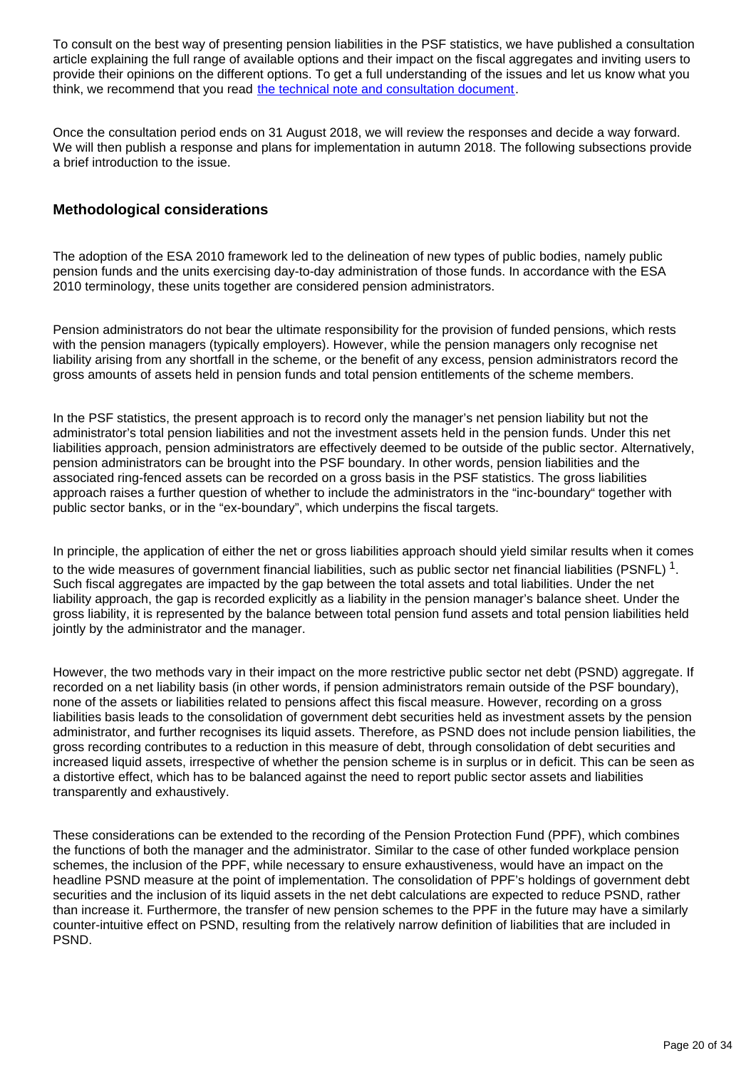To consult on the best way of presenting pension liabilities in the PSF statistics, we have published a consultation article explaining the full range of available options and their impact on the fiscal aggregates and inviting users to provide their opinions on the different options. To get a full understanding of the issues and let us know what you think, we recommend that you read [the technical note and consultation document](#).

Once the consultation period ends on 31 August 2018, we will review the responses and decide a way forward. We will then publish a response and plans for implementation in autumn 2018. The following subsections provide a brief introduction to the issue.

### Methodological considerations

The adoption of the ESA 2010 framework led to the delineation of new types of public bodies, namely public pension funds and the units exercising day-to-day administration of those funds. In accordance with the ESA 2010 terminology, these units together are considered pension administrators.

Pension administrators do not bear the ultimate responsibility for the provision of funded pensions, which rests with the pension managers (typically employers). However, while the pension managers only recognise net liability arising from any shortfall in the scheme, or the benefit of any excess, pension administrators record the gross amounts of assets held in pension funds and total pension entitlements of the scheme members.

In the PSF statistics, the present approach is to record only the manager's net pension liability but not the administrator's total pension liabilities and not the investment assets held in the pension funds. Under this net liabilities approach, pension administrators are effectively deemed to be outside of the public sector. Alternatively, pension administrators can be brought into the PSF boundary. In other words, pension liabilities and the associated ring-fenced assets can be recorded on a gross basis in the PSF statistics. The gross liabilities approach raises a further question of whether to include the administrators in the "inc-boundary" together with public sector banks, or in the "ex-boundary", which underpins the fiscal targets.

In principle, the application of either the net or gross liabilities approach should yield similar results when it comes to the wide measures of government financial liabilities, such as public sector net financial liabilities (PSNFL) [1]. Such fiscal aggregates are impacted by the gap between the total assets and total liabilities. Under the net liability approach, the gap is recorded explicitly as a liability in the pension manager's balance sheet. Under the gross liability, it is represented by the balance between total pension fund assets and total pension liabilities held jointly by the administrator and the manager.

However, the two methods vary in their impact on the more restrictive public sector net debt (PSND) aggregate. If recorded on a net liability basis (in other words, if pension administrators remain outside of the PSF boundary), none of the assets or liabilities related to pensions affect this fiscal measure. However, recording on a gross liabilities basis leads to the consolidation of government debt securities held as investment assets by the pension administrator, and further recognises its liquid assets. Therefore, as PSND does not include pension liabilities, the gross recording contributes to a reduction in this measure of debt, through consolidation of debt securities and increased liquid assets, irrespective of whether the pension scheme is in surplus or in deficit. This can be seen as a distortive effect, which has to be balanced against the need to report public sector assets and liabilities transparently and exhaustively.

These considerations can be extended to the recording of the Pension Protection Fund (PPF), which combines the functions of both the manager and the administrator. Similar to the case of other funded workplace pension schemes, the inclusion of the PPF, while necessary to ensure exhaustiveness, would have an impact on the headline PSND measure at the point of implementation. The consolidation of PPF's holdings of government debt securities and the inclusion of its liquid assets in the net debt calculations are expected to reduce PSND, rather than increase it. Furthermore, the transfer of new pension schemes to the PPF in the future may have a similarly counter-intuitive effect on PSND, resulting from the relatively narrow definition of liabilities that are included in PSND.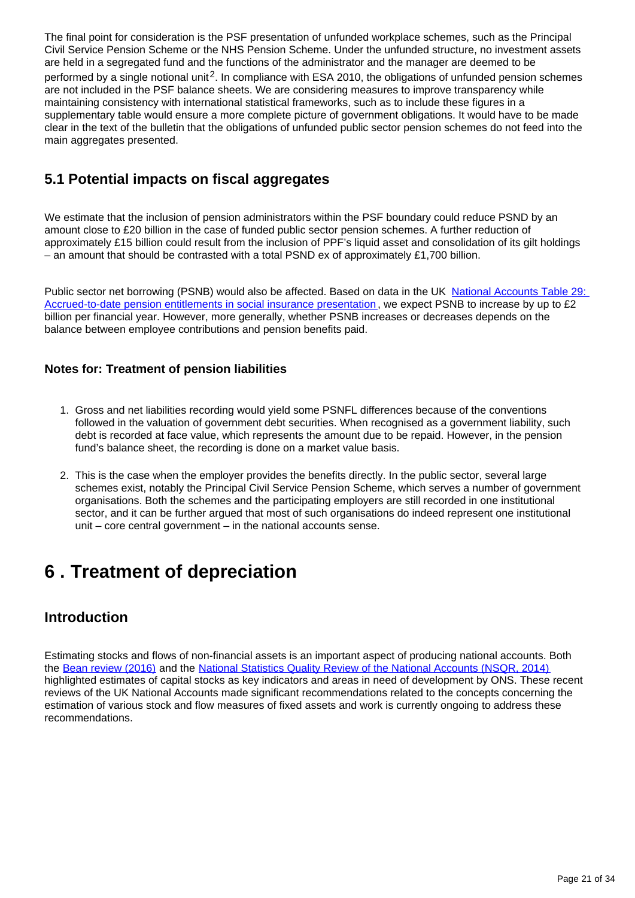The final point for consideration is the PSF presentation of unfunded workplace schemes, such as the Principal Civil Service Pension Scheme or the NHS Pension Scheme. Under the unfunded structure, no investment assets are held in a segregated fund and the functions of the administrator and the manager are deemed to be performed by a single notional unit[2]. In compliance with ESA 2010, the obligations of unfunded pension schemes are not included in the PSF balance sheets. We are considering measures to improve transparency while maintaining consistency with international statistical frameworks, such as to include these figures in a supplementary table would ensure a more complete picture of government obligations. It would have to be made clear in the text of the bulletin that the obligations of unfunded public sector pension schemes do not feed into the main aggregates presented.

## 5.1 Potential impacts on fiscal aggregates

We estimate that the inclusion of pension administrators within the PSF boundary could reduce PSND by an amount close to £20 billion in the case of funded public sector pension schemes. A further reduction of approximately £15 billion could result from the inclusion of PPF's liquid asset and consolidation of its gilt holdings – an amount that should be contrasted with a total PSND ex of approximately £1,700 billion.

Public sector net borrowing (PSNB) would also be affected. Based on data in the UK National Accounts Table 29: Accrued-to-date pension entitlements in social insurance presentation, we expect PSNB to increase by up to £2 billion per financial year. However, more generally, whether PSNB increases or decreases depends on the balance between employee contributions and pension benefits paid.

### Notes for: Treatment of pension liabilities

1. Gross and net liabilities recording would yield some PSNFL differences because of the conventions followed in the valuation of government debt securities. When recognised as a government liability, such debt is recorded at face value, which represents the amount due to be repaid. However, in the pension fund's balance sheet, the recording is done on a market value basis.

2. This is the case when the employer provides the benefits directly. In the public sector, several large schemes exist, notably the Principal Civil Service Pension Scheme, which serves a number of government organisations. Both the schemes and the participating employers are still recorded in one institutional sector, and it can be further argued that most of such organisations do indeed represent one institutional unit – core central government – in the national accounts sense.

# 6 . Treatment of depreciation

## Introduction

Estimating stocks and flows of non-financial assets is an important aspect of producing national accounts. Both the Bean review (2016) and the National Statistics Quality Review of the National Accounts (NSQR, 2014) highlighted estimates of capital stocks as key indicators and areas in need of development by ONS. These recent reviews of the UK National Accounts made significant recommendations related to the concepts concerning the estimation of various stock and flow measures of fixed assets and work is currently ongoing to address these recommendations.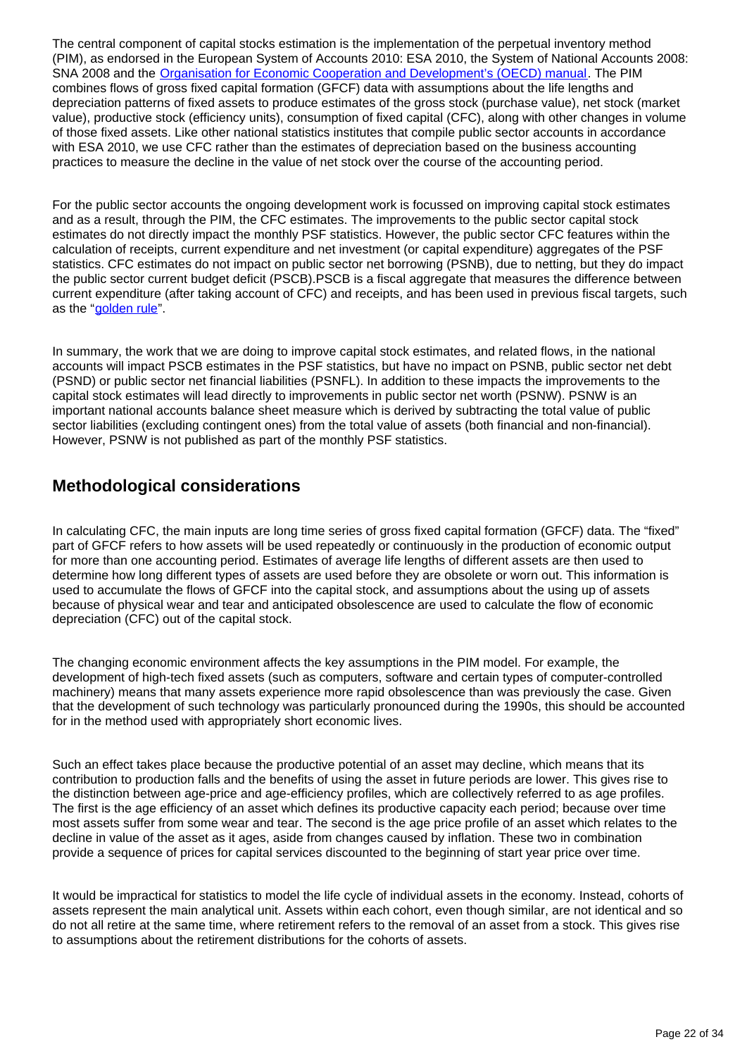The central component of capital stocks estimation is the implementation of the perpetual inventory method (PIM), as endorsed in the European System of Accounts 2010: ESA 2010, the System of National Accounts 2008: SNA 2008 and the [Organisation for Economic Cooperation and Development's (OECD) manual](). The PIM combines flows of gross fixed capital formation (GFCF) data with assumptions about the life lengths and depreciation patterns of fixed assets to produce estimates of the gross stock (purchase value), net stock (market value), productive stock (efficiency units), consumption of fixed capital (CFC), along with other changes in volume of those fixed assets. Like other national statistics institutes that compile public sector accounts in accordance with ESA 2010, we use CFC rather than the estimates of depreciation based on the business accounting practices to measure the decline in the value of net stock over the course of the accounting period.

For the public sector accounts the ongoing development work is focussed on improving capital stock estimates and as a result, through the PIM, the CFC estimates. The improvements to the public sector capital stock estimates do not directly impact the monthly PSF statistics. However, the public sector CFC features within the calculation of receipts, current expenditure and net investment (or capital expenditure) aggregates of the PSF statistics. CFC estimates do not impact on public sector net borrowing (PSNB), due to netting, but they do impact the public sector current budget deficit (PSCB).PSCB is a fiscal aggregate that measures the difference between current expenditure (after taking account of CFC) and receipts, and has been used in previous fiscal targets, such as the "[golden rule]()".

In summary, the work that we are doing to improve capital stock estimates, and related flows, in the national accounts will impact PSCB estimates in the PSF statistics, but have no impact on PSNB, public sector net debt (PSND) or public sector net financial liabilities (PSNFL). In addition to these impacts the improvements to the capital stock estimates will lead directly to improvements in public sector net worth (PSNW). PSNW is an important national accounts balance sheet measure which is derived by subtracting the total value of public sector liabilities (excluding contingent ones) from the total value of assets (both financial and non-financial). However, PSNW is not published as part of the monthly PSF statistics.

## Methodological considerations

In calculating CFC, the main inputs are long time series of gross fixed capital formation (GFCF) data. The "fixed" part of GFCF refers to how assets will be used repeatedly or continuously in the production of economic output for more than one accounting period. Estimates of average life lengths of different assets are then used to determine how long different types of assets are used before they are obsolete or worn out. This information is used to accumulate the flows of GFCF into the capital stock, and assumptions about the using up of assets because of physical wear and tear and anticipated obsolescence are used to calculate the flow of economic depreciation (CFC) out of the capital stock.

The changing economic environment affects the key assumptions in the PIM model. For example, the development of high-tech fixed assets (such as computers, software and certain types of computer-controlled machinery) means that many assets experience more rapid obsolescence than was previously the case. Given that the development of such technology was particularly pronounced during the 1990s, this should be accounted for in the method used with appropriately short economic lives.

Such an effect takes place because the productive potential of an asset may decline, which means that its contribution to production falls and the benefits of using the asset in future periods are lower. This gives rise to the distinction between age-price and age-efficiency profiles, which are collectively referred to as age profiles. The first is the age efficiency of an asset which defines its productive capacity each period; because over time most assets suffer from some wear and tear. The second is the age price profile of an asset which relates to the decline in value of the asset as it ages, aside from changes caused by inflation. These two in combination provide a sequence of prices for capital services discounted to the beginning of start year price over time.

It would be impractical for statistics to model the life cycle of individual assets in the economy. Instead, cohorts of assets represent the main analytical unit. Assets within each cohort, even though similar, are not identical and so do not all retire at the same time, where retirement refers to the removal of an asset from a stock. This gives rise to assumptions about the retirement distributions for the cohorts of assets.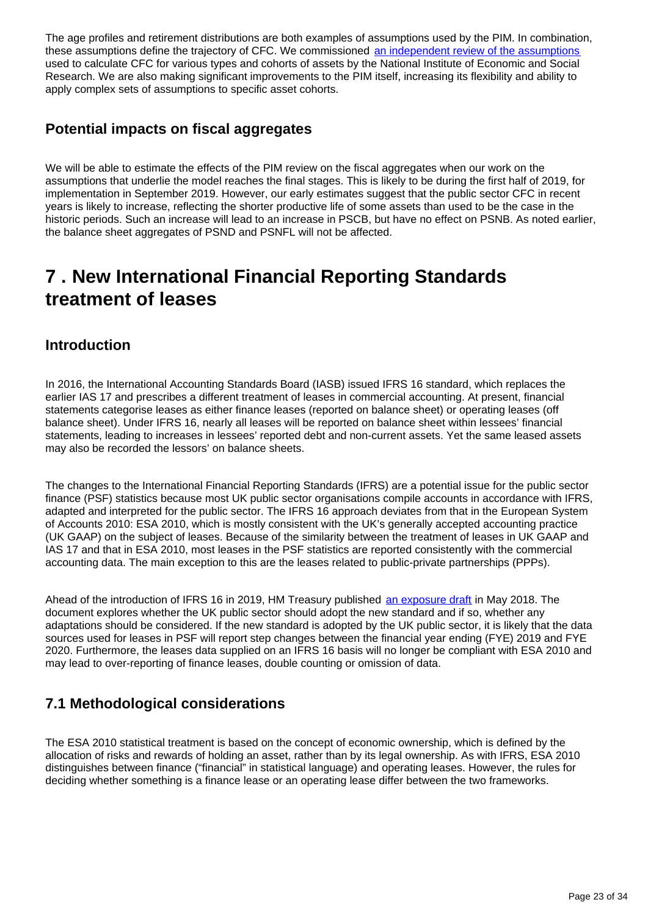The age profiles and retirement distributions are both examples of assumptions used by the PIM. In combination, these assumptions define the trajectory of CFC. We commissioned [an independent review of the assumptions](#) used to calculate CFC for various types and cohorts of assets by the National Institute of Economic and Social Research. We are also making significant improvements to the PIM itself, increasing its flexibility and ability to apply complex sets of assumptions to specific asset cohorts.

### Potential impacts on fiscal aggregates

We will be able to estimate the effects of the PIM review on the fiscal aggregates when our work on the assumptions that underlie the model reaches the final stages. This is likely to be during the first half of 2019, for implementation in September 2019. However, our early estimates suggest that the public sector CFC in recent years is likely to increase, reflecting the shorter productive life of some assets than used to be the case in the historic periods. Such an increase will lead to an increase in PSCB, but have no effect on PSNB. As noted earlier, the balance sheet aggregates of PSND and PSNFL will not be affected.

## 7 . New International Financial Reporting Standards treatment of leases

### Introduction

In 2016, the International Accounting Standards Board (IASB) issued IFRS 16 standard, which replaces the earlier IAS 17 and prescribes a different treatment of leases in commercial accounting. At present, financial statements categorise leases as either finance leases (reported on balance sheet) or operating leases (off balance sheet). Under IFRS 16, nearly all leases will be reported on balance sheet within lessees' financial statements, leading to increases in lessees' reported debt and non-current assets. Yet the same leased assets may also be recorded the lessors' on balance sheets.

The changes to the International Financial Reporting Standards (IFRS) are a potential issue for the public sector finance (PSF) statistics because most UK public sector organisations compile accounts in accordance with IFRS, adapted and interpreted for the public sector. The IFRS 16 approach deviates from that in the European System of Accounts 2010: ESA 2010, which is mostly consistent with the UK's generally accepted accounting practice (UK GAAP) on the subject of leases. Because of the similarity between the treatment of leases in UK GAAP and IAS 17 and that in ESA 2010, most leases in the PSF statistics are reported consistently with the commercial accounting data. The main exception to this are the leases related to public-private partnerships (PPPs).

Ahead of the introduction of IFRS 16 in 2019, HM Treasury published [an exposure draft](#) in May 2018. The document explores whether the UK public sector should adopt the new standard and if so, whether any adaptations should be considered. If the new standard is adopted by the UK public sector, it is likely that the data sources used for leases in PSF will report step changes between the financial year ending (FYE) 2019 and FYE 2020. Furthermore, the leases data supplied on an IFRS 16 basis will no longer be compliant with ESA 2010 and may lead to over-reporting of finance leases, double counting or omission of data.

### 7.1 Methodological considerations

The ESA 2010 statistical treatment is based on the concept of economic ownership, which is defined by the allocation of risks and rewards of holding an asset, rather than by its legal ownership. As with IFRS, ESA 2010 distinguishes between finance ("financial" in statistical language) and operating leases. However, the rules for deciding whether something is a finance lease or an operating lease differ between the two frameworks.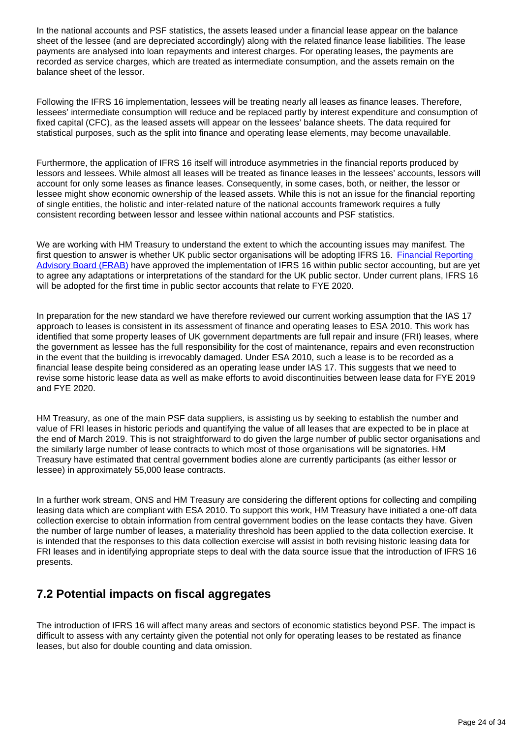In the national accounts and PSF statistics, the assets leased under a financial lease appear on the balance sheet of the lessee (and are depreciated accordingly) along with the related finance lease liabilities. The lease payments are analysed into loan repayments and interest charges. For operating leases, the payments are recorded as service charges, which are treated as intermediate consumption, and the assets remain on the balance sheet of the lessor.

Following the IFRS 16 implementation, lessees will be treating nearly all leases as finance leases. Therefore, lessees' intermediate consumption will reduce and be replaced partly by interest expenditure and consumption of fixed capital (CFC), as the leased assets will appear on the lessees' balance sheets. The data required for statistical purposes, such as the split into finance and operating lease elements, may become unavailable.

Furthermore, the application of IFRS 16 itself will introduce asymmetries in the financial reports produced by lessors and lessees. While almost all leases will be treated as finance leases in the lessees' accounts, lessors will account for only some leases as finance leases. Consequently, in some cases, both, or neither, the lessor or lessee might show economic ownership of the leased assets. While this is not an issue for the financial reporting of single entities, the holistic and inter-related nature of the national accounts framework requires a fully consistent recording between lessor and lessee within national accounts and PSF statistics.

We are working with HM Treasury to understand the extent to which the accounting issues may manifest. The first question to answer is whether UK public sector organisations will be adopting IFRS 16. [Financial Reporting Advisory Board (FRAB)] have approved the implementation of IFRS 16 within public sector accounting, but are yet to agree any adaptations or interpretations of the standard for the UK public sector. Under current plans, IFRS 16 will be adopted for the first time in public sector accounts that relate to FYE 2020.

In preparation for the new standard we have therefore reviewed our current working assumption that the IAS 17 approach to leases is consistent in its assessment of finance and operating leases to ESA 2010. This work has identified that some property leases of UK government departments are full repair and insure (FRI) leases, where the government as lessee has the full responsibility for the cost of maintenance, repairs and even reconstruction in the event that the building is irrevocably damaged. Under ESA 2010, such a lease is to be recorded as a financial lease despite being considered as an operating lease under IAS 17. This suggests that we need to revise some historic lease data as well as make efforts to avoid discontinuities between lease data for FYE 2019 and FYE 2020.

HM Treasury, as one of the main PSF data suppliers, is assisting us by seeking to establish the number and value of FRI leases in historic periods and quantifying the value of all leases that are expected to be in place at the end of March 2019. This is not straightforward to do given the large number of public sector organisations and the similarly large number of lease contracts to which most of those organisations will be signatories. HM Treasury have estimated that central government bodies alone are currently participants (as either lessor or lessee) in approximately 55,000 lease contracts.

In a further work stream, ONS and HM Treasury are considering the different options for collecting and compiling leasing data which are compliant with ESA 2010. To support this work, HM Treasury have initiated a one-off data collection exercise to obtain information from central government bodies on the lease contacts they have. Given the number of large number of leases, a materiality threshold has been applied to the data collection exercise. It is intended that the responses to this data collection exercise will assist in both revising historic leasing data for FRI leases and in identifying appropriate steps to deal with the data source issue that the introduction of IFRS 16 presents.

## 7.2 Potential impacts on fiscal aggregates

The introduction of IFRS 16 will affect many areas and sectors of economic statistics beyond PSF. The impact is difficult to assess with any certainty given the potential not only for operating leases to be restated as finance leases, but also for double counting and data omission.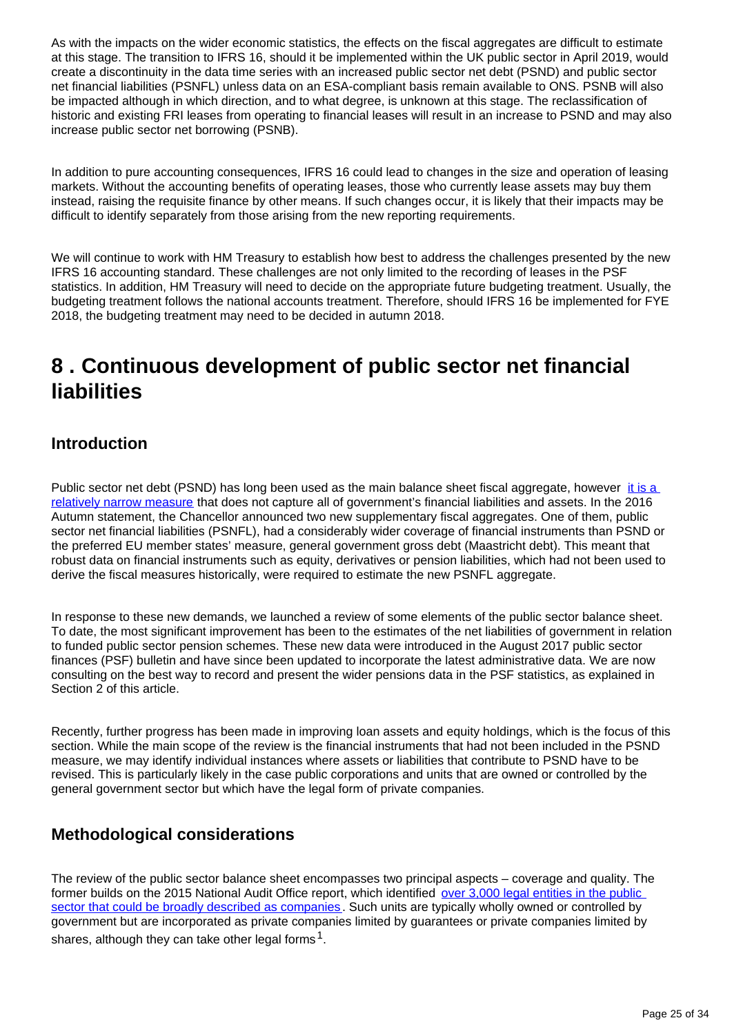As with the impacts on the wider economic statistics, the effects on the fiscal aggregates are difficult to estimate at this stage. The transition to IFRS 16, should it be implemented within the UK public sector in April 2019, would create a discontinuity in the data time series with an increased public sector net debt (PSND) and public sector net financial liabilities (PSNFL) unless data on an ESA-compliant basis remain available to ONS. PSNB will also be impacted although in which direction, and to what degree, is unknown at this stage. The reclassification of historic and existing FRI leases from operating to financial leases will result in an increase to PSND and may also increase public sector net borrowing (PSNB).

In addition to pure accounting consequences, IFRS 16 could lead to changes in the size and operation of leasing markets. Without the accounting benefits of operating leases, those who currently lease assets may buy them instead, raising the requisite finance by other means. If such changes occur, it is likely that their impacts may be difficult to identify separately from those arising from the new reporting requirements.

We will continue to work with HM Treasury to establish how best to address the challenges presented by the new IFRS 16 accounting standard. These challenges are not only limited to the recording of leases in the PSF statistics. In addition, HM Treasury will need to decide on the appropriate future budgeting treatment. Usually, the budgeting treatment follows the national accounts treatment. Therefore, should IFRS 16 be implemented for FYE 2018, the budgeting treatment may need to be decided in autumn 2018.

# 8 . Continuous development of public sector net financial liabilities

## Introduction

Public sector net debt (PSND) has long been used as the main balance sheet fiscal aggregate, however [it is a relatively narrow measure] that does not capture all of government's financial liabilities and assets. In the 2016 Autumn statement, the Chancellor announced two new supplementary fiscal aggregates. One of them, public sector net financial liabilities (PSNFL), had a considerably wider coverage of financial instruments than PSND or the preferred EU member states' measure, general government gross debt (Maastricht debt). This meant that robust data on financial instruments such as equity, derivatives or pension liabilities, which had not been used to derive the fiscal measures historically, were required to estimate the new PSNFL aggregate.

In response to these new demands, we launched a review of some elements of the public sector balance sheet. To date, the most significant improvement has been to the estimates of the net liabilities of government in relation to funded public sector pension schemes. These new data were introduced in the August 2017 public sector finances (PSF) bulletin and have since been updated to incorporate the latest administrative data. We are now consulting on the best way to record and present the wider pensions data in the PSF statistics, as explained in Section 2 of this article.

Recently, further progress has been made in improving loan assets and equity holdings, which is the focus of this section. While the main scope of the review is the financial instruments that had not been included in the PSND measure, we may identify individual instances where assets or liabilities that contribute to PSND have to be revised. This is particularly likely in the case public corporations and units that are owned or controlled by the general government sector but which have the legal form of private companies.

## Methodological considerations

The review of the public sector balance sheet encompasses two principal aspects – coverage and quality. The former builds on the 2015 National Audit Office report, which identified [over 3,000 legal entities in the public sector that could be broadly described as companies]. Such units are typically wholly owned or controlled by government but are incorporated as private companies limited by guarantees or private companies limited by shares, although they can take other legal forms[1].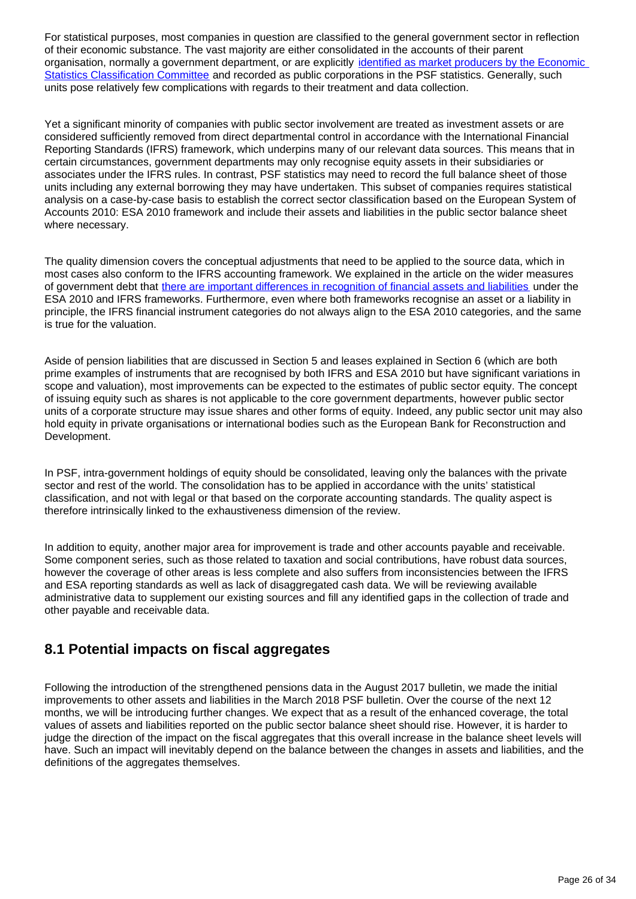For statistical purposes, most companies in question are classified to the general government sector in reflection of their economic substance. The vast majority are either consolidated in the accounts of their parent organisation, normally a government department, or are explicitly [identified as market producers by the Economic Statistics Classification Committee]() and recorded as public corporations in the PSF statistics. Generally, such units pose relatively few complications with regards to their treatment and data collection.

Yet a significant minority of companies with public sector involvement are treated as investment assets or are considered sufficiently removed from direct departmental control in accordance with the International Financial Reporting Standards (IFRS) framework, which underpins many of our relevant data sources. This means that in certain circumstances, government departments may only recognise equity assets in their subsidiaries or associates under the IFRS rules. In contrast, PSF statistics may need to record the full balance sheet of those units including any external borrowing they may have undertaken. This subset of companies requires statistical analysis on a case-by-case basis to establish the correct sector classification based on the European System of Accounts 2010: ESA 2010 framework and include their assets and liabilities in the public sector balance sheet where necessary.

The quality dimension covers the conceptual adjustments that need to be applied to the source data, which in most cases also conform to the IFRS accounting framework. We explained in the article on the wider measures of government debt that [there are important differences in recognition of financial assets and liabilities]() under the ESA 2010 and IFRS frameworks. Furthermore, even where both frameworks recognise an asset or a liability in principle, the IFRS financial instrument categories do not always align to the ESA 2010 categories, and the same is true for the valuation.

Aside of pension liabilities that are discussed in Section 5 and leases explained in Section 6 (which are both prime examples of instruments that are recognised by both IFRS and ESA 2010 but have significant variations in scope and valuation), most improvements can be expected to the estimates of public sector equity. The concept of issuing equity such as shares is not applicable to the core government departments, however public sector units of a corporate structure may issue shares and other forms of equity. Indeed, any public sector unit may also hold equity in private organisations or international bodies such as the European Bank for Reconstruction and Development.

In PSF, intra-government holdings of equity should be consolidated, leaving only the balances with the private sector and rest of the world. The consolidation has to be applied in accordance with the units' statistical classification, and not with legal or that based on the corporate accounting standards. The quality aspect is therefore intrinsically linked to the exhaustiveness dimension of the review.

In addition to equity, another major area for improvement is trade and other accounts payable and receivable. Some component series, such as those related to taxation and social contributions, have robust data sources, however the coverage of other areas is less complete and also suffers from inconsistencies between the IFRS and ESA reporting standards as well as lack of disaggregated cash data. We will be reviewing available administrative data to supplement our existing sources and fill any identified gaps in the collection of trade and other payable and receivable data.

## 8.1 Potential impacts on fiscal aggregates

Following the introduction of the strengthened pensions data in the August 2017 bulletin, we made the initial improvements to other assets and liabilities in the March 2018 PSF bulletin. Over the course of the next 12 months, we will be introducing further changes. We expect that as a result of the enhanced coverage, the total values of assets and liabilities reported on the public sector balance sheet should rise. However, it is harder to judge the direction of the impact on the fiscal aggregates that this overall increase in the balance sheet levels will have. Such an impact will inevitably depend on the balance between the changes in assets and liabilities, and the definitions of the aggregates themselves.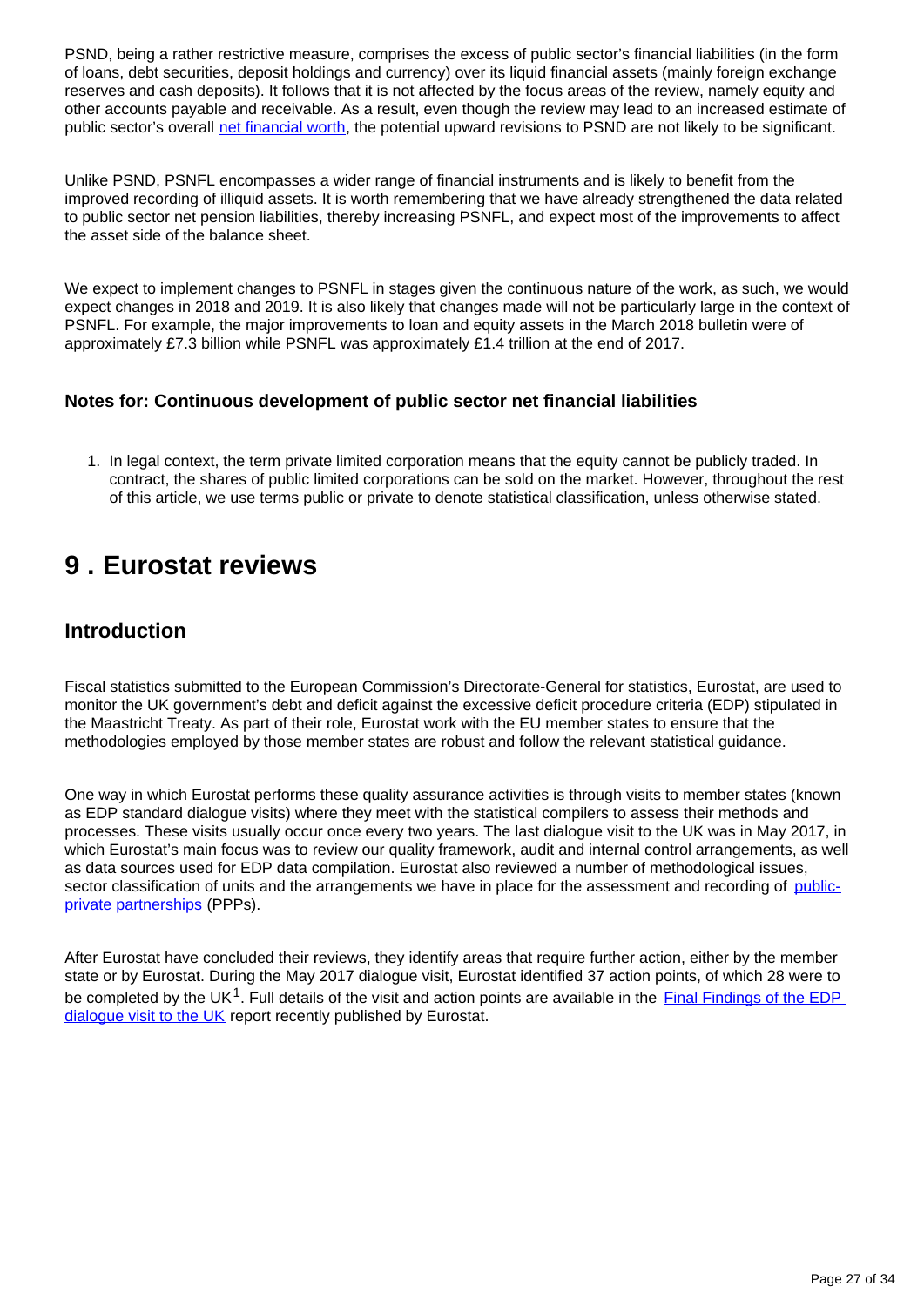PSND, being a rather restrictive measure, comprises the excess of public sector's financial liabilities (in the form of loans, debt securities, deposit holdings and currency) over its liquid financial assets (mainly foreign exchange reserves and cash deposits). It follows that it is not affected by the focus areas of the review, namely equity and other accounts payable and receivable. As a result, even though the review may lead to an increased estimate of public sector's overall net financial worth, the potential upward revisions to PSND are not likely to be significant.

Unlike PSND, PSNFL encompasses a wider range of financial instruments and is likely to benefit from the improved recording of illiquid assets. It is worth remembering that we have already strengthened the data related to public sector net pension liabilities, thereby increasing PSNFL, and expect most of the improvements to affect the asset side of the balance sheet.

We expect to implement changes to PSNFL in stages given the continuous nature of the work, as such, we would expect changes in 2018 and 2019. It is also likely that changes made will not be particularly large in the context of PSNFL. For example, the major improvements to loan and equity assets in the March 2018 bulletin were of approximately £7.3 billion while PSNFL was approximately £1.4 trillion at the end of 2017.

### Notes for: Continuous development of public sector net financial liabilities

1. In legal context, the term private limited corporation means that the equity cannot be publicly traded. In contract, the shares of public limited corporations can be sold on the market. However, throughout the rest of this article, we use terms public or private to denote statistical classification, unless otherwise stated.

# 9 . Eurostat reviews

## Introduction

Fiscal statistics submitted to the European Commission's Directorate-General for statistics, Eurostat, are used to monitor the UK government's debt and deficit against the excessive deficit procedure criteria (EDP) stipulated in the Maastricht Treaty. As part of their role, Eurostat work with the EU member states to ensure that the methodologies employed by those member states are robust and follow the relevant statistical guidance.

One way in which Eurostat performs these quality assurance activities is through visits to member states (known as EDP standard dialogue visits) where they meet with the statistical compilers to assess their methods and processes. These visits usually occur once every two years. The last dialogue visit to the UK was in May 2017, in which Eurostat's main focus was to review our quality framework, audit and internal control arrangements, as well as data sources used for EDP data compilation. Eurostat also reviewed a number of methodological issues, sector classification of units and the arrangements we have in place for the assessment and recording of public-private partnerships (PPPs).

After Eurostat have concluded their reviews, they identify areas that require further action, either by the member state or by Eurostat. During the May 2017 dialogue visit, Eurostat identified 37 action points, of which 28 were to be completed by the UK[1]. Full details of the visit and action points are available in the Final Findings of the EDP dialogue visit to the UK report recently published by Eurostat.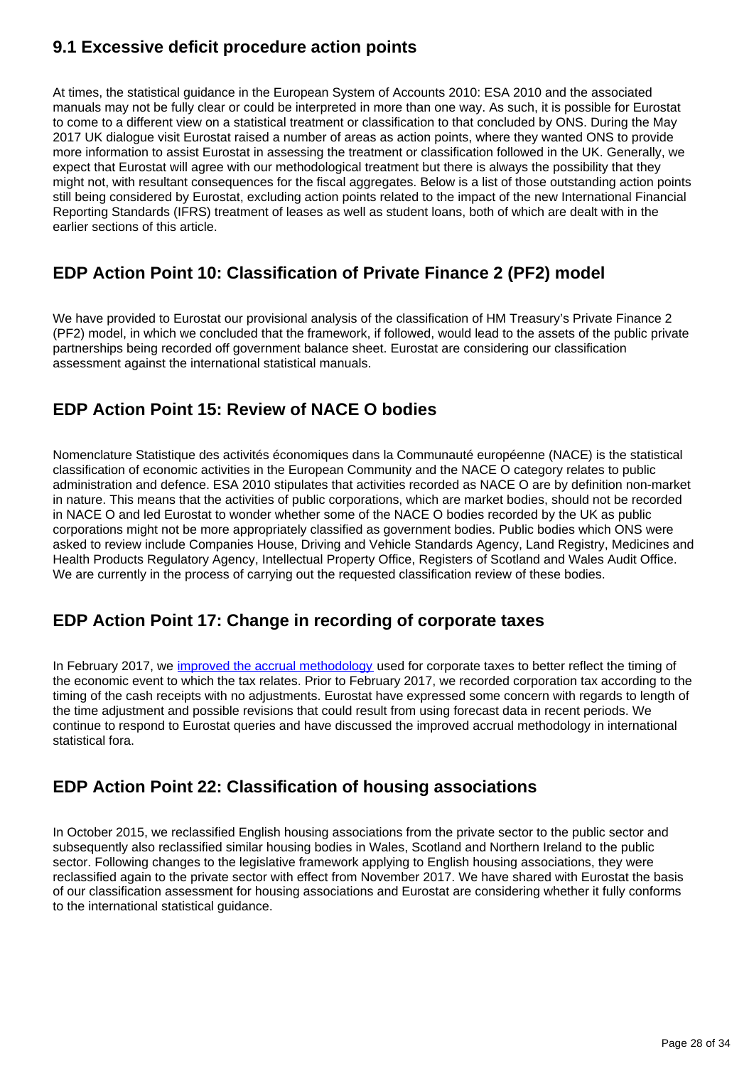## 9.1 Excessive deficit procedure action points

At times, the statistical guidance in the European System of Accounts 2010: ESA 2010 and the associated manuals may not be fully clear or could be interpreted in more than one way. As such, it is possible for Eurostat to come to a different view on a statistical treatment or classification to that concluded by ONS. During the May 2017 UK dialogue visit Eurostat raised a number of areas as action points, where they wanted ONS to provide more information to assist Eurostat in assessing the treatment or classification followed in the UK. Generally, we expect that Eurostat will agree with our methodological treatment but there is always the possibility that they might not, with resultant consequences for the fiscal aggregates. Below is a list of those outstanding action points still being considered by Eurostat, excluding action points related to the impact of the new International Financial Reporting Standards (IFRS) treatment of leases as well as student loans, both of which are dealt with in the earlier sections of this article.

## EDP Action Point 10: Classification of Private Finance 2 (PF2) model

We have provided to Eurostat our provisional analysis of the classification of HM Treasury's Private Finance 2 (PF2) model, in which we concluded that the framework, if followed, would lead to the assets of the public private partnerships being recorded off government balance sheet. Eurostat are considering our classification assessment against the international statistical manuals.

## EDP Action Point 15: Review of NACE O bodies

Nomenclature Statistique des activités économiques dans la Communauté européenne (NACE) is the statistical classification of economic activities in the European Community and the NACE O category relates to public administration and defence. ESA 2010 stipulates that activities recorded as NACE O are by definition non-market in nature. This means that the activities of public corporations, which are market bodies, should not be recorded in NACE O and led Eurostat to wonder whether some of the NACE O bodies recorded by the UK as public corporations might not be more appropriately classified as government bodies. Public bodies which ONS were asked to review include Companies House, Driving and Vehicle Standards Agency, Land Registry, Medicines and Health Products Regulatory Agency, Intellectual Property Office, Registers of Scotland and Wales Audit Office. We are currently in the process of carrying out the requested classification review of these bodies.

## EDP Action Point 17: Change in recording of corporate taxes

In February 2017, we improved the accrual methodology used for corporate taxes to better reflect the timing of the economic event to which the tax relates. Prior to February 2017, we recorded corporation tax according to the timing of the cash receipts with no adjustments. Eurostat have expressed some concern with regards to length of the time adjustment and possible revisions that could result from using forecast data in recent periods. We continue to respond to Eurostat queries and have discussed the improved accrual methodology in international statistical fora.

## EDP Action Point 22: Classification of housing associations

In October 2015, we reclassified English housing associations from the private sector to the public sector and subsequently also reclassified similar housing bodies in Wales, Scotland and Northern Ireland to the public sector. Following changes to the legislative framework applying to English housing associations, they were reclassified again to the private sector with effect from November 2017. We have shared with Eurostat the basis of our classification assessment for housing associations and Eurostat are considering whether it fully conforms to the international statistical guidance.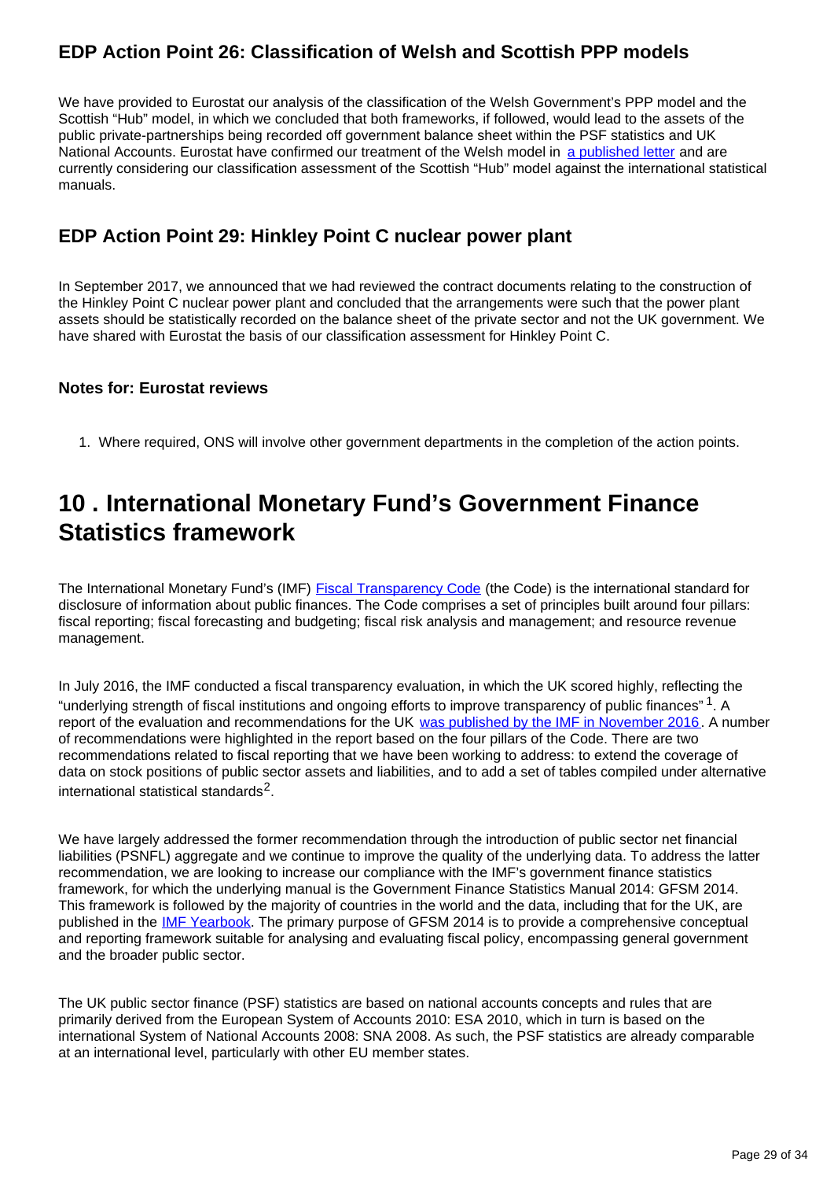### EDP Action Point 26: Classification of Welsh and Scottish PPP models

We have provided to Eurostat our analysis of the classification of the Welsh Government's PPP model and the Scottish "Hub" model, in which we concluded that both frameworks, if followed, would lead to the assets of the public private-partnerships being recorded off government balance sheet within the PSF statistics and UK National Accounts. Eurostat have confirmed our treatment of the Welsh model in a published letter and are currently considering our classification assessment of the Scottish "Hub" model against the international statistical manuals.

### EDP Action Point 29: Hinkley Point C nuclear power plant

In September 2017, we announced that we had reviewed the contract documents relating to the construction of the Hinkley Point C nuclear power plant and concluded that the arrangements were such that the power plant assets should be statistically recorded on the balance sheet of the private sector and not the UK government. We have shared with Eurostat the basis of our classification assessment for Hinkley Point C.

#### Notes for: Eurostat reviews

1. Where required, ONS will involve other government departments in the completion of the action points.

## 10 . International Monetary Fund's Government Finance Statistics framework

The International Monetary Fund's (IMF) Fiscal Transparency Code (the Code) is the international standard for disclosure of information about public finances. The Code comprises a set of principles built around four pillars: fiscal reporting; fiscal forecasting and budgeting; fiscal risk analysis and management; and resource revenue management.

In July 2016, the IMF conducted a fiscal transparency evaluation, in which the UK scored highly, reflecting the "underlying strength of fiscal institutions and ongoing efforts to improve transparency of public finances" [1]. A report of the evaluation and recommendations for the UK was published by the IMF in November 2016. A number of recommendations were highlighted in the report based on the four pillars of the Code. There are two recommendations related to fiscal reporting that we have been working to address: to extend the coverage of data on stock positions of public sector assets and liabilities, and to add a set of tables compiled under alternative international statistical standards[2].

We have largely addressed the former recommendation through the introduction of public sector net financial liabilities (PSNFL) aggregate and we continue to improve the quality of the underlying data. To address the latter recommendation, we are looking to increase our compliance with the IMF's government finance statistics framework, for which the underlying manual is the Government Finance Statistics Manual 2014: GFSM 2014. This framework is followed by the majority of countries in the world and the data, including that for the UK, are published in the IMF Yearbook. The primary purpose of GFSM 2014 is to provide a comprehensive conceptual and reporting framework suitable for analysing and evaluating fiscal policy, encompassing general government and the broader public sector.

The UK public sector finance (PSF) statistics are based on national accounts concepts and rules that are primarily derived from the European System of Accounts 2010: ESA 2010, which in turn is based on the international System of National Accounts 2008: SNA 2008. As such, the PSF statistics are already comparable at an international level, particularly with other EU member states.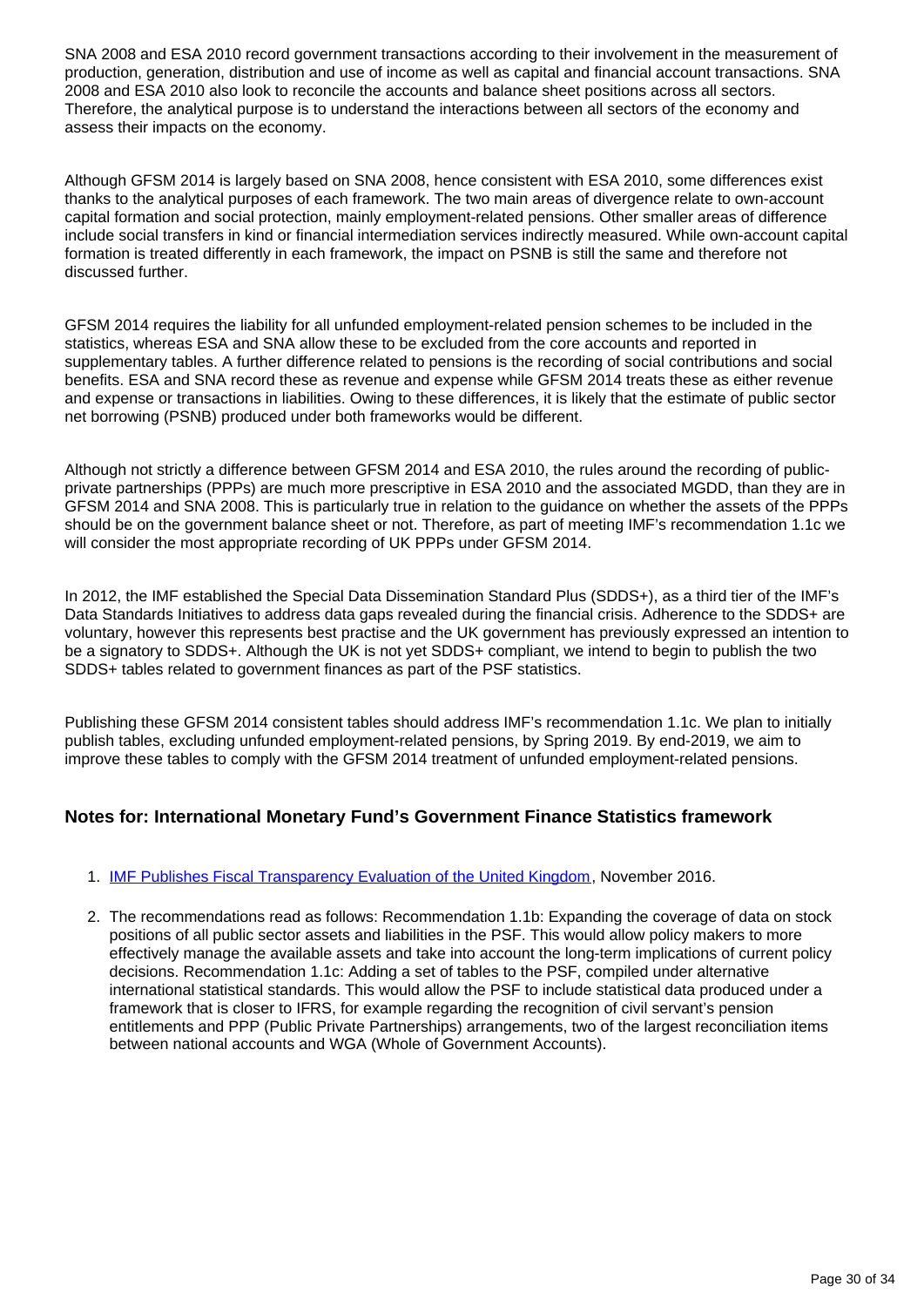SNA 2008 and ESA 2010 record government transactions according to their involvement in the measurement of production, generation, distribution and use of income as well as capital and financial account transactions. SNA 2008 and ESA 2010 also look to reconcile the accounts and balance sheet positions across all sectors. Therefore, the analytical purpose is to understand the interactions between all sectors of the economy and assess their impacts on the economy.

Although GFSM 2014 is largely based on SNA 2008, hence consistent with ESA 2010, some differences exist thanks to the analytical purposes of each framework. The two main areas of divergence relate to own-account capital formation and social protection, mainly employment-related pensions. Other smaller areas of difference include social transfers in kind or financial intermediation services indirectly measured. While own-account capital formation is treated differently in each framework, the impact on PSNB is still the same and therefore not discussed further.

GFSM 2014 requires the liability for all unfunded employment-related pension schemes to be included in the statistics, whereas ESA and SNA allow these to be excluded from the core accounts and reported in supplementary tables. A further difference related to pensions is the recording of social contributions and social benefits. ESA and SNA record these as revenue and expense while GFSM 2014 treats these as either revenue and expense or transactions in liabilities. Owing to these differences, it is likely that the estimate of public sector net borrowing (PSNB) produced under both frameworks would be different.

Although not strictly a difference between GFSM 2014 and ESA 2010, the rules around the recording of public-private partnerships (PPPs) are much more prescriptive in ESA 2010 and the associated MGDD, than they are in GFSM 2014 and SNA 2008. This is particularly true in relation to the guidance on whether the assets of the PPPs should be on the government balance sheet or not. Therefore, as part of meeting IMF's recommendation 1.1c we will consider the most appropriate recording of UK PPPs under GFSM 2014.

In 2012, the IMF established the Special Data Dissemination Standard Plus (SDDS+), as a third tier of the IMF's Data Standards Initiatives to address data gaps revealed during the financial crisis. Adherence to the SDDS+ are voluntary, however this represents best practise and the UK government has previously expressed an intention to be a signatory to SDDS+. Although the UK is not yet SDDS+ compliant, we intend to begin to publish the two SDDS+ tables related to government finances as part of the PSF statistics.

Publishing these GFSM 2014 consistent tables should address IMF's recommendation 1.1c. We plan to initially publish tables, excluding unfunded employment-related pensions, by Spring 2019. By end-2019, we aim to improve these tables to comply with the GFSM 2014 treatment of unfunded employment-related pensions.

### Notes for: International Monetary Fund's Government Finance Statistics framework

1. IMF Publishes Fiscal Transparency Evaluation of the United Kingdom, November 2016.
2. The recommendations read as follows: Recommendation 1.1b: Expanding the coverage of data on stock positions of all public sector assets and liabilities in the PSF. This would allow policy makers to more effectively manage the available assets and take into account the long-term implications of current policy decisions. Recommendation 1.1c: Adding a set of tables to the PSF, compiled under alternative international statistical standards. This would allow the PSF to include statistical data produced under a framework that is closer to IFRS, for example regarding the recognition of civil servant's pension entitlements and PPP (Public Private Partnerships) arrangements, two of the largest reconciliation items between national accounts and WGA (Whole of Government Accounts).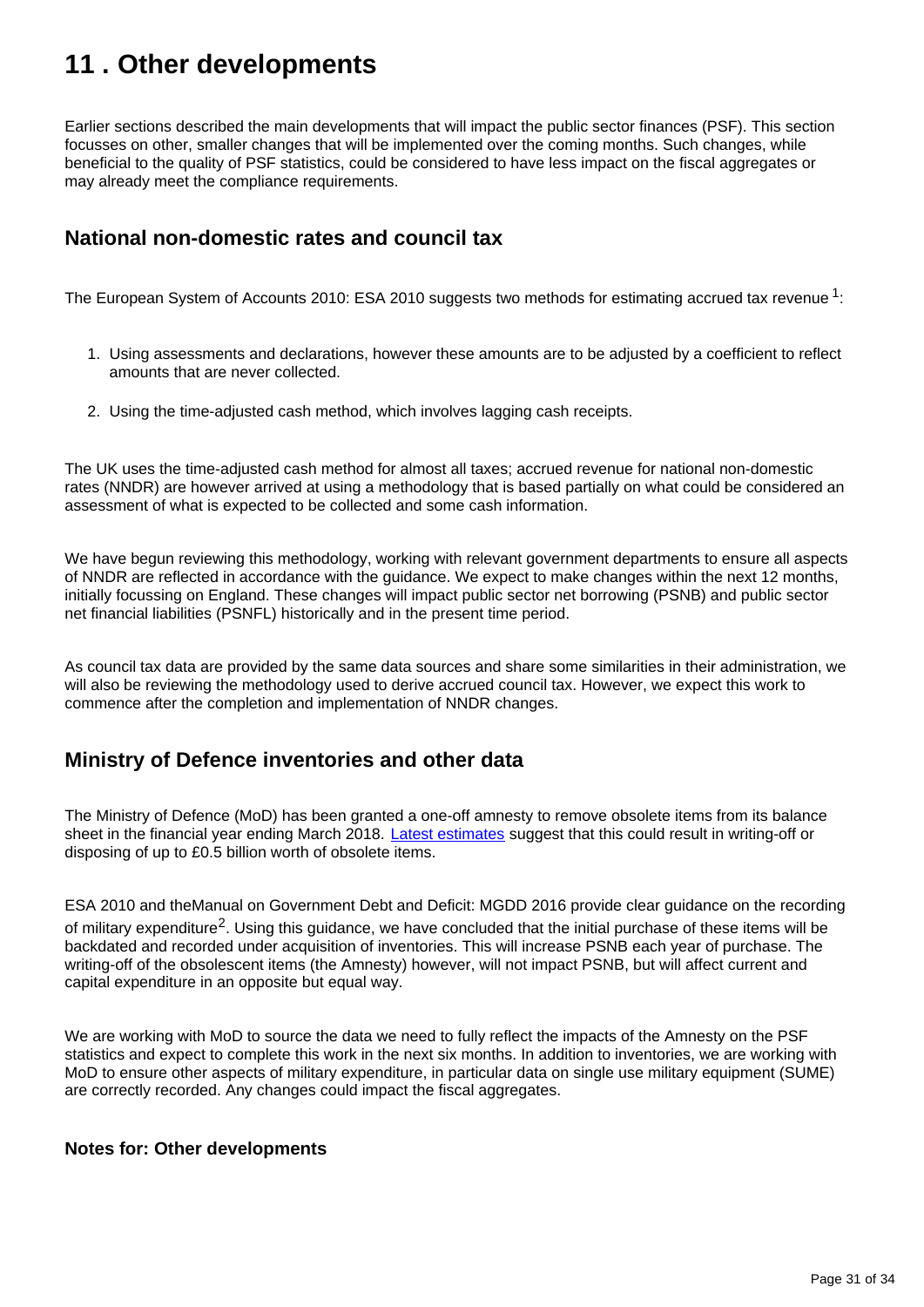# 11 . Other developments

Earlier sections described the main developments that will impact the public sector finances (PSF). This section focusses on other, smaller changes that will be implemented over the coming months. Such changes, while beneficial to the quality of PSF statistics, could be considered to have less impact on the fiscal aggregates or may already meet the compliance requirements.

## National non-domestic rates and council tax

The European System of Accounts 2010: ESA 2010 suggests two methods for estimating accrued tax revenue [1]:

1. Using assessments and declarations, however these amounts are to be adjusted by a coefficient to reflect amounts that are never collected.
2. Using the time-adjusted cash method, which involves lagging cash receipts.

The UK uses the time-adjusted cash method for almost all taxes; accrued revenue for national non-domestic rates (NNDR) are however arrived at using a methodology that is based partially on what could be considered an assessment of what is expected to be collected and some cash information.

We have begun reviewing this methodology, working with relevant government departments to ensure all aspects of NNDR are reflected in accordance with the guidance. We expect to make changes within the next 12 months, initially focussing on England. These changes will impact public sector net borrowing (PSNB) and public sector net financial liabilities (PSNFL) historically and in the present time period.

As council tax data are provided by the same data sources and share some similarities in their administration, we will also be reviewing the methodology used to derive accrued council tax. However, we expect this work to commence after the completion and implementation of NNDR changes.

## Ministry of Defence inventories and other data

The Ministry of Defence (MoD) has been granted a one-off amnesty to remove obsolete items from its balance sheet in the financial year ending March 2018. [Latest estimates] suggest that this could result in writing-off or disposing of up to £0.5 billion worth of obsolete items.

ESA 2010 and theManual on Government Debt and Deficit: MGDD 2016 provide clear guidance on the recording of military expenditure[2]. Using this guidance, we have concluded that the initial purchase of these items will be backdated and recorded under acquisition of inventories. This will increase PSNB each year of purchase. The writing-off of the obsolescent items (the Amnesty) however, will not impact PSNB, but will affect current and capital expenditure in an opposite but equal way.

We are working with MoD to source the data we need to fully reflect the impacts of the Amnesty on the PSF statistics and expect to complete this work in the next six months. In addition to inventories, we are working with MoD to ensure other aspects of military expenditure, in particular data on single use military equipment (SUME) are correctly recorded. Any changes could impact the fiscal aggregates.

### Notes for: Other developments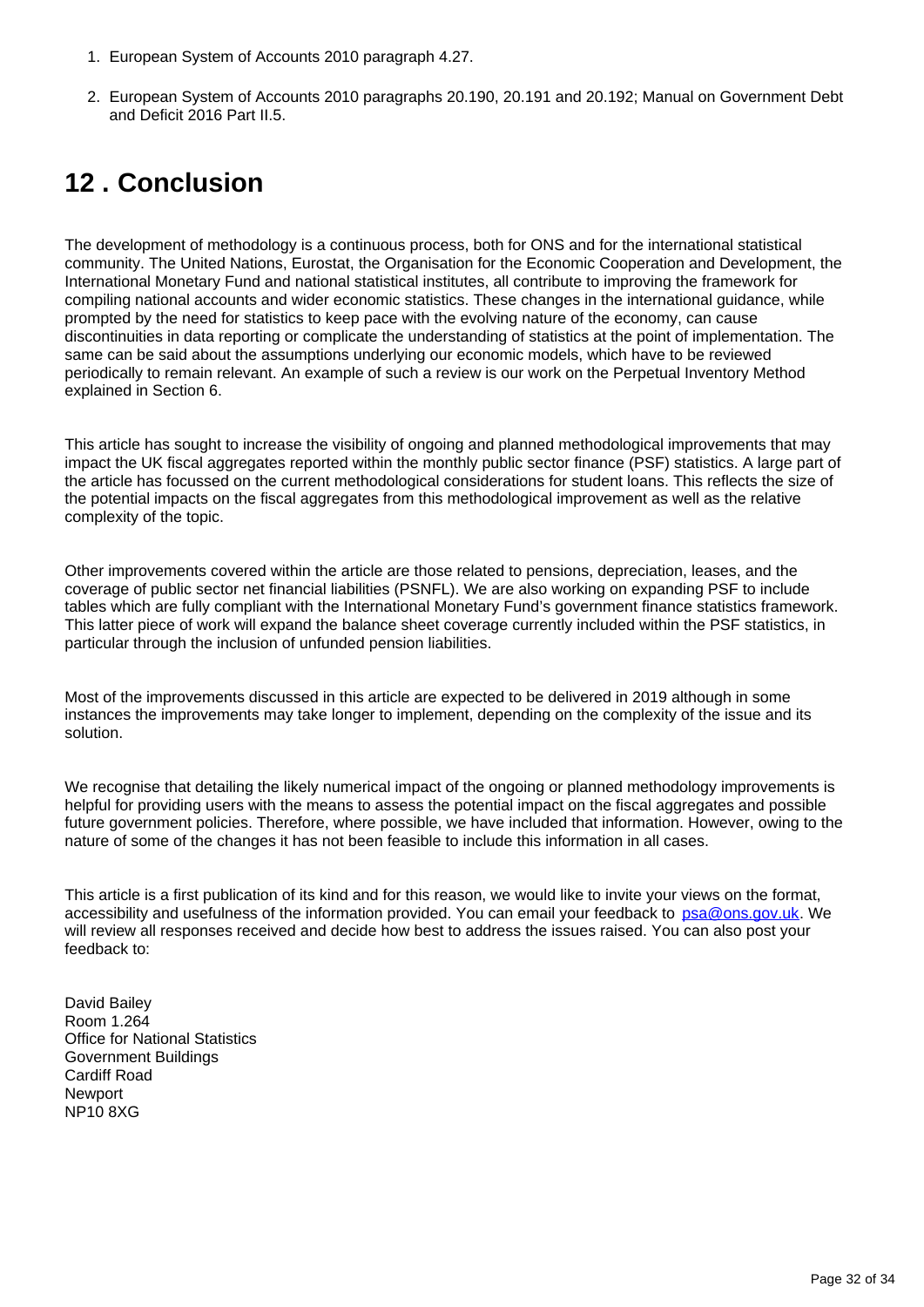1. European System of Accounts 2010 paragraph 4.27.

2. European System of Accounts 2010 paragraphs 20.190, 20.191 and 20.192; Manual on Government Debt and Deficit 2016 Part II.5.

## 12 . Conclusion

The development of methodology is a continuous process, both for ONS and for the international statistical community. The United Nations, Eurostat, the Organisation for the Economic Cooperation and Development, the International Monetary Fund and national statistical institutes, all contribute to improving the framework for compiling national accounts and wider economic statistics. These changes in the international guidance, while prompted by the need for statistics to keep pace with the evolving nature of the economy, can cause discontinuities in data reporting or complicate the understanding of statistics at the point of implementation. The same can be said about the assumptions underlying our economic models, which have to be reviewed periodically to remain relevant. An example of such a review is our work on the Perpetual Inventory Method explained in Section 6.

This article has sought to increase the visibility of ongoing and planned methodological improvements that may impact the UK fiscal aggregates reported within the monthly public sector finance (PSF) statistics. A large part of the article has focussed on the current methodological considerations for student loans. This reflects the size of the potential impacts on the fiscal aggregates from this methodological improvement as well as the relative complexity of the topic.

Other improvements covered within the article are those related to pensions, depreciation, leases, and the coverage of public sector net financial liabilities (PSNFL). We are also working on expanding PSF to include tables which are fully compliant with the International Monetary Fund's government finance statistics framework. This latter piece of work will expand the balance sheet coverage currently included within the PSF statistics, in particular through the inclusion of unfunded pension liabilities.

Most of the improvements discussed in this article are expected to be delivered in 2019 although in some instances the improvements may take longer to implement, depending on the complexity of the issue and its solution.

We recognise that detailing the likely numerical impact of the ongoing or planned methodology improvements is helpful for providing users with the means to assess the potential impact on the fiscal aggregates and possible future government policies. Therefore, where possible, we have included that information. However, owing to the nature of some of the changes it has not been feasible to include this information in all cases.

This article is a first publication of its kind and for this reason, we would like to invite your views on the format, accessibility and usefulness of the information provided. You can email your feedback to psa@ons.gov.uk. We will review all responses received and decide how best to address the issues raised. You can also post your feedback to:

David Bailey  
Room 1.264  
Office for National Statistics  
Government Buildings  
Cardiff Road  
Newport  
NP10 8XG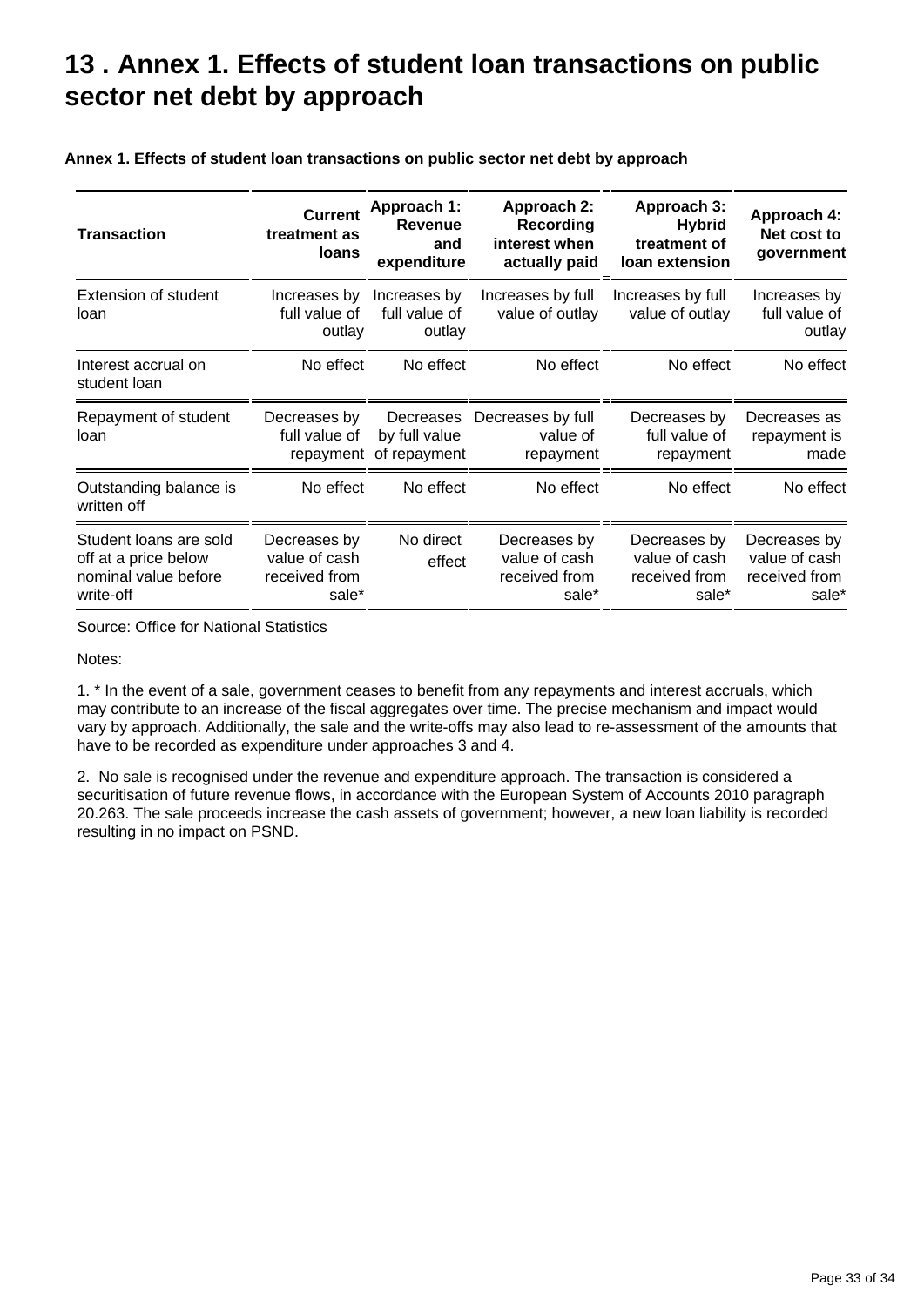# 13 . Annex 1. Effects of student loan transactions on public sector net debt by approach

**Annex 1. Effects of student loan transactions on public sector net debt by approach**

| Transaction | Current treatment as loans | Approach 1: Revenue and expenditure | Approach 2: Recording interest when actually paid | Approach 3: Hybrid treatment of loan extension | Approach 4: Net cost to government |
|---|---|---|---|---|---|
| Extension of student loan | Increases by full value of outlay | Increases by full value of outlay | Increases by full value of outlay | Increases by full value of outlay | Increases by full value of outlay |
| Interest accrual on student loan | No effect | No effect | No effect | No effect | No effect |
| Repayment of student loan | Decreases by full value of repayment | Decreases by full value of repayment | Decreases by full value of repayment | Decreases by full value of repayment | Decreases as repayment is made |
| Outstanding balance is written off | No effect | No effect | No effect | No effect | No effect |
| Student loans are sold off at a price below nominal value before write-off | Decreases by value of cash received from sale* | No direct effect | Decreases by value of cash received from sale* | Decreases by value of cash received from sale* | Decreases by value of cash received from sale* |

Source: Office for National Statistics

Notes:

1. * In the event of a sale, government ceases to benefit from any repayments and interest accruals, which may contribute to an increase of the fiscal aggregates over time. The precise mechanism and impact would vary by approach. Additionally, the sale and the write-offs may also lead to re-assessment of the amounts that have to be recorded as expenditure under approaches 3 and 4.

2. No sale is recognised under the revenue and expenditure approach. The transaction is considered a securitisation of future revenue flows, in accordance with the European System of Accounts 2010 paragraph 20.263. The sale proceeds increase the cash assets of government; however, a new loan liability is recorded resulting in no impact on PSND.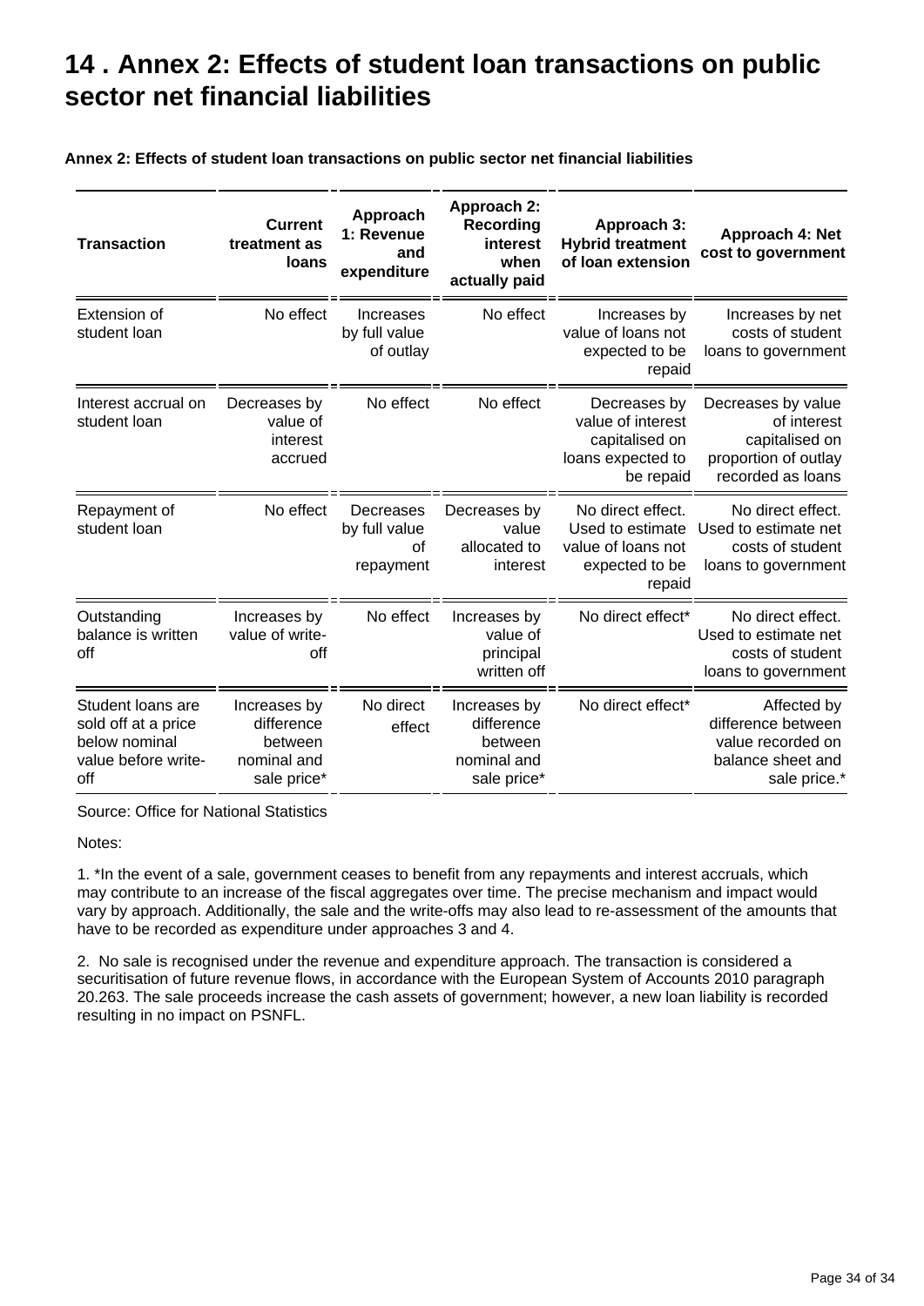# 14 . Annex 2: Effects of student loan transactions on public sector net financial liabilities

**Annex 2: Effects of student loan transactions on public sector net financial liabilities**

| Transaction | Current treatment as loans | Approach 1: Revenue and expenditure | Approach 2: Recording interest when actually paid | Approach 3: Hybrid treatment of loan extension | Approach 4: Net cost to government |
|---|---|---|---|---|---|
| Extension of student loan | No effect | Increases by full value of outlay | No effect | Increases by value of loans not expected to be repaid | Increases by net costs of student loans to government |
| Interest accrual on student loan | Decreases by value of interest accrued | No effect | No effect | Decreases by value of interest capitalised on loans expected to be repaid | Decreases by value of interest capitalised on proportion of outlay recorded as loans |
| Repayment of student loan | No effect | Decreases by full value of repayment | Decreases by value allocated to interest | No direct effect. Used to estimate value of loans not expected to be repaid | No direct effect. Used to estimate net costs of student loans to government |
| Outstanding balance is written off | Increases by value of write-off | No effect | Increases by value of principal written off | No direct effect* | No direct effect. Used to estimate net costs of student loans to government |
| Student loans are sold off at a price below nominal value before write-off | Increases by difference between nominal and sale price* | No direct effect | Increases by difference between nominal and sale price* | No direct effect* | Affected by difference between value recorded on balance sheet and sale price.* |

Source: Office for National Statistics

Notes:

1. *In the event of a sale, government ceases to benefit from any repayments and interest accruals, which may contribute to an increase of the fiscal aggregates over time. The precise mechanism and impact would vary by approach. Additionally, the sale and the write-offs may also lead to re-assessment of the amounts that have to be recorded as expenditure under approaches 3 and 4.

2. No sale is recognised under the revenue and expenditure approach. The transaction is considered a securitisation of future revenue flows, in accordance with the European System of Accounts 2010 paragraph 20.263. The sale proceeds increase the cash assets of government; however, a new loan liability is recorded resulting in no impact on PSNFL.